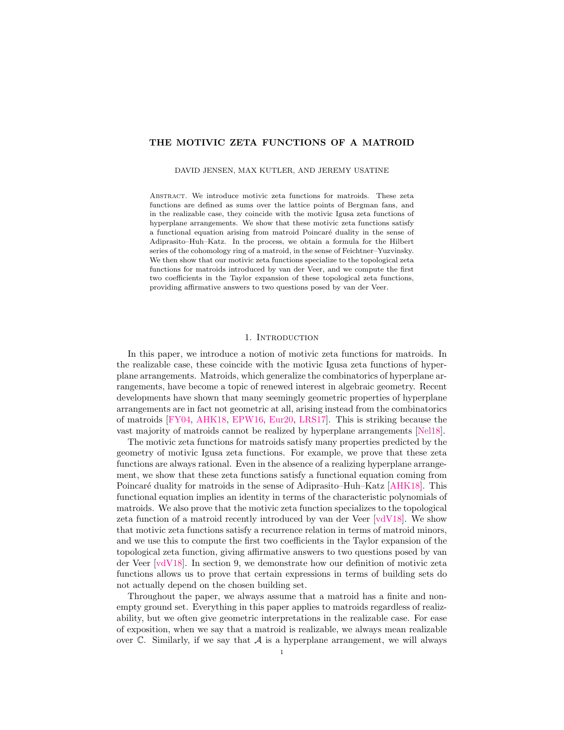# THE MOTIVIC ZETA FUNCTIONS OF A MATROID

DAVID JENSEN, MAX KUTLER, AND JEREMY USATINE

Abstract. We introduce motivic zeta functions for matroids. These zeta functions are defined as sums over the lattice points of Bergman fans, and in the realizable case, they coincide with the motivic Igusa zeta functions of hyperplane arrangements. We show that these motivic zeta functions satisfy a functional equation arising from matroid Poincaré duality in the sense of Adiprasito–Huh–Katz. In the process, we obtain a formula for the Hilbert series of the cohomology ring of a matroid, in the sense of Feichtner–Yuzvinsky. We then show that our motivic zeta functions specialize to the topological zeta functions for matroids introduced by van der Veer, and we compute the first two coefficients in the Taylor expansion of these topological zeta functions, providing affirmative answers to two questions posed by van der Veer.

## 1. Introduction

In this paper, we introduce a notion of motivic zeta functions for matroids. In the realizable case, these coincide with the motivic Igusa zeta functions of hyperplane arrangements. Matroids, which generalize the combinatorics of hyperplane arrangements, have become a topic of renewed interest in algebraic geometry. Recent developments have shown that many seemingly geometric properties of hyperplane arrangements are in fact not geometric at all, arising instead from the combinatorics of matroids [FY04, AHK18, EPW16, Eur20, LRS17]. This is striking because the vast majority of matroids cannot be realized by hyperplane arrangements [Nel18].

The motivic zeta functions for matroids satisfy many properties predicted by the geometry of motivic Igusa zeta functions. For example, we prove that these zeta functions are always rational. Even in the absence of a realizing hyperplane arrangement, we show that these zeta functions satisfy a functional equation coming from Poincaré duality for matroids in the sense of Adiprasito–Huh–Katz [AHK18]. This functional equation implies an identity in terms of the characteristic polynomials of matroids. We also prove that the motivic zeta function specializes to the topological zeta function of a matroid recently introduced by van der Veer [vdV18]. We show that motivic zeta functions satisfy a recurrence relation in terms of matroid minors, and we use this to compute the first two coefficients in the Taylor expansion of the topological zeta function, giving affirmative answers to two questions posed by van der Veer [vdV18]. In section 9, we demonstrate how our definition of motivic zeta functions allows us to prove that certain expressions in terms of building sets do not actually depend on the chosen building set.

Throughout the paper, we always assume that a matroid has a finite and nonempty ground set. Everything in this paper applies to matroids regardless of realizability, but we often give geometric interpretations in the realizable case. For ease of exposition, when we say that a matroid is realizable, we always mean realizable over $\mathbb{C}$. Similarly, if we say that $\mathcal{A}$ is a hyperplane arrangement, we will always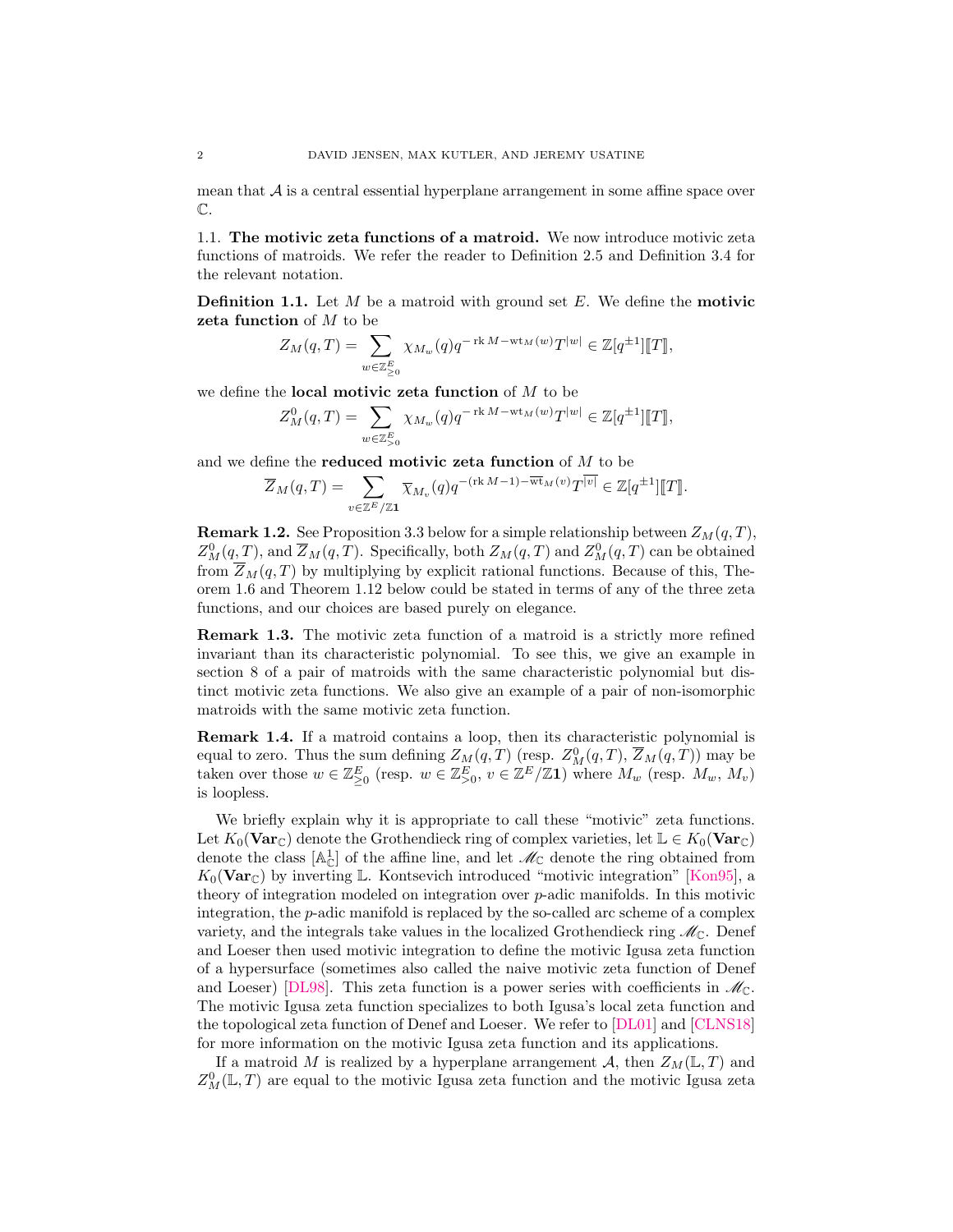mean that $\mathcal{A}$ is a central essential hyperplane arrangement in some affine space over $\mathbb{C}$.

### 1.1. The motivic zeta functions of a matroid.

We now introduce motivic zeta functions of matroids. We refer the reader to Definition 2.5 and Definition 3.4 for the relevant notation.

**Definition 1.1.** Let $M$ be a matroid with ground set $E$. We define the **motivic zeta function** of $M$ to be

$$Z_M(q,T) = \sum_{w \in \mathbb{Z}^E_{\geq 0}} \chi_{M_w}(q) q^{-\operatorname{rk} M - \operatorname{wt}_M(w)} T^{|w|} \in \mathbb{Z}[q^{\pm 1}][\![T]\!],$$

we define the **local motivic zeta function** of $M$ to be

$$Z^0_M(q,T) = \sum_{w \in \mathbb{Z}^E_{> 0}} \chi_{M_w}(q) q^{-\operatorname{rk} M - \operatorname{wt}_M(w)} T^{|w|} \in \mathbb{Z}[q^{\pm 1}][\![T]\!],$$

and we define the **reduced motivic zeta function** of $M$ to be

$$\overline{Z}_M(q,T) = \sum_{v \in \mathbb{Z}^E/\mathbb{Z}\mathbf{1}} \overline{\chi}_{M_v}(q) q^{-(\operatorname{rk} M - 1) - \overline{\operatorname{wt}}_M(v)} T^{\overline{|v|}} \in \mathbb{Z}[q^{\pm 1}][\![T]\!].$$

**Remark 1.2.** See Proposition 3.3 below for a simple relationship between $Z_M(q,T)$, $Z^0_M(q,T)$, and $\overline{Z}_M(q,T)$. Specifically, both $Z_M(q,T)$ and $Z^0_M(q,T)$ can be obtained from $\overline{Z}_M(q,T)$ by multiplying by explicit rational functions. Because of this, Theorem 1.6 and Theorem 1.12 below could be stated in terms of any of the three zeta functions, and our choices are based purely on elegance.

**Remark 1.3.** The motivic zeta function of a matroid is a strictly more refined invariant than its characteristic polynomial. To see this, we give an example in section 8 of a pair of matroids with the same characteristic polynomial but distinct motivic zeta functions. We also give an example of a pair of non-isomorphic matroids with the same motivic zeta function.

**Remark 1.4.** If a matroid contains a loop, then its characteristic polynomial is equal to zero. Thus the sum defining $Z_M(q,T)$ (resp. $Z^0_M(q,T)$, $\overline{Z}_M(q,T)$) may be taken over those $w \in \mathbb{Z}^E_{\geq 0}$ (resp. $w \in \mathbb{Z}^E_{>0}$, $v \in \mathbb{Z}^E/\mathbb{Z}\mathbf{1}$) where $M_w$ (resp. $M_w$, $M_v$) is loopless.

We briefly explain why it is appropriate to call these "motivic" zeta functions. Let $K_0(\mathbf{Var}_\mathbb{C})$ denote the Grothendieck ring of complex varieties, let $\mathbb{L} \in K_0(\mathbf{Var}_\mathbb{C})$ denote the class $[\mathbb{A}^1_\mathbb{C}]$ of the affine line, and let $\mathscr{M}_\mathbb{C}$ denote the ring obtained from $K_0(\mathbf{Var}_\mathbb{C})$ by inverting $\mathbb{L}$. Kontsevich introduced "motivic integration" [Kon95], a theory of integration modeled on integration over $p$-adic manifolds. In this motivic integration, the $p$-adic manifold is replaced by the so-called arc scheme of a complex variety, and the integrals take values in the localized Grothendieck ring $\mathscr{M}_\mathbb{C}$. Denef and Loeser then used motivic integration to define the motivic Igusa zeta function of a hypersurface (sometimes also called the naive motivic zeta function of Denef and Loeser) [DL98]. This zeta function is a power series with coefficients in $\mathscr{M}_\mathbb{C}$. The motivic Igusa zeta function specializes to both Igusa's local zeta function and the topological zeta function of Denef and Loeser. We refer to [DL01] and [CLNS18] for more information on the motivic Igusa zeta function and its applications.

If a matroid $M$ is realized by a hyperplane arrangement $\mathcal{A}$, then $Z_M(\mathbb{L},T)$ and $Z^0_M(\mathbb{L},T)$ are equal to the motivic Igusa zeta function and the motivic Igusa zeta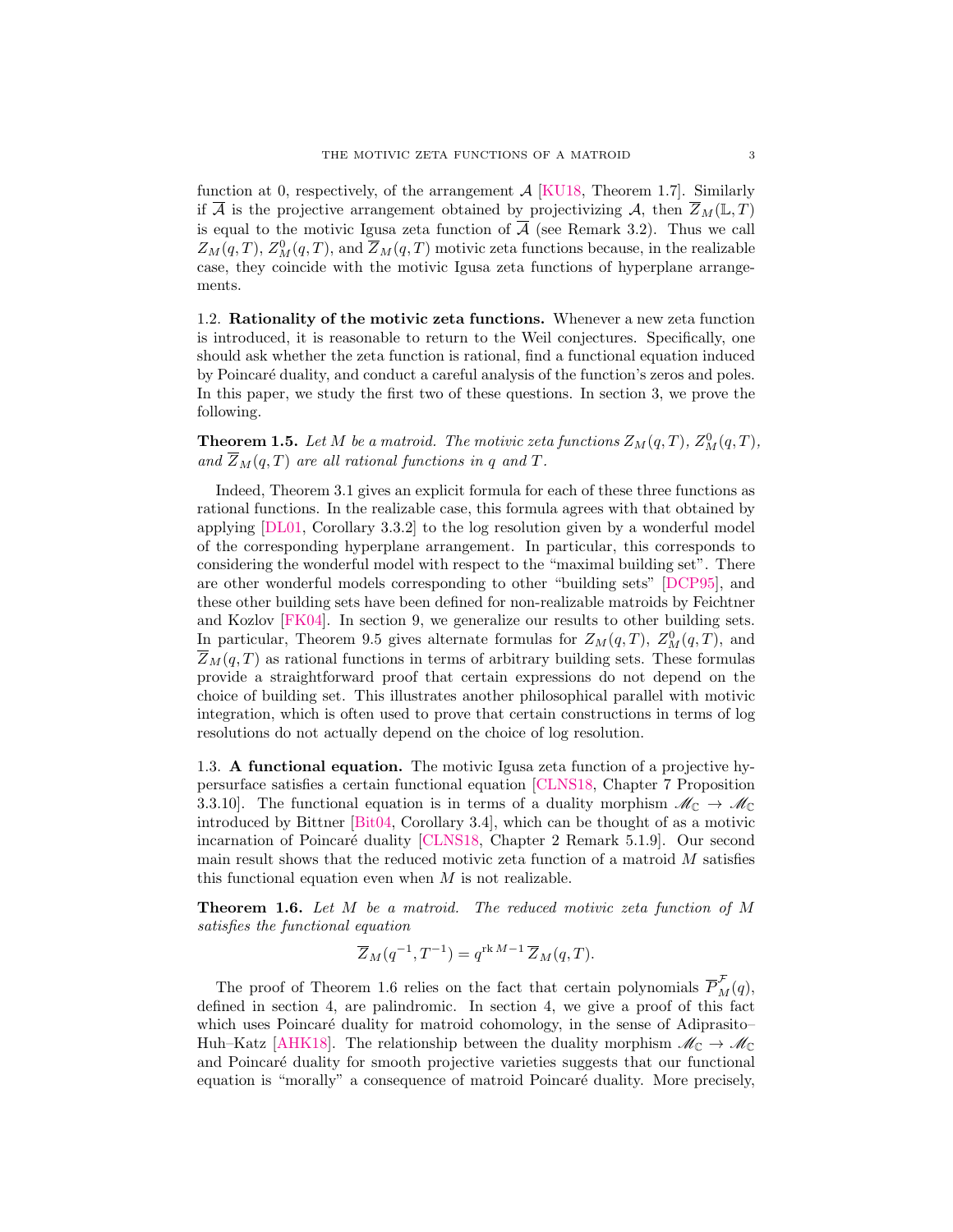function at 0, respectively, of the arrangement $\mathcal{A}$ [KU18, Theorem 1.7]. Similarly if $\overline{\mathcal{A}}$ is the projective arrangement obtained by projectivizing $\mathcal{A}$, then $\overline{Z}_M(\mathbb{L}, T)$ is equal to the motivic Igusa zeta function of $\overline{\mathcal{A}}$ (see Remark 3.2). Thus we call $Z_M(q,T)$, $Z_M^0(q,T)$, and $\overline{Z}_M(q,T)$ motivic zeta functions because, in the realizable case, they coincide with the motivic Igusa zeta functions of hyperplane arrangements.

## 1.2. Rationality of the motivic zeta functions.

Whenever a new zeta function is introduced, it is reasonable to return to the Weil conjectures. Specifically, one should ask whether the zeta function is rational, find a functional equation induced by Poincaré duality, and conduct a careful analysis of the function's zeros and poles. In this paper, we study the first two of these questions. In section 3, we prove the following.

**Theorem 1.5.** *Let $M$ be a matroid. The motivic zeta functions $Z_M(q,T)$, $Z_M^0(q,T)$, and $\overline{Z}_M(q,T)$ are all rational functions in $q$ and $T$.*

Indeed, Theorem 3.1 gives an explicit formula for each of these three functions as rational functions. In the realizable case, this formula agrees with that obtained by applying [DL01, Corollary 3.3.2] to the log resolution given by a wonderful model of the corresponding hyperplane arrangement. In particular, this corresponds to considering the wonderful model with respect to the "maximal building set". There are other wonderful models corresponding to other "building sets" [DCP95], and these other building sets have been defined for non-realizable matroids by Feichtner and Kozlov [FK04]. In section 9, we generalize our results to other building sets. In particular, Theorem 9.5 gives alternate formulas for $Z_M(q,T)$, $Z_M^0(q,T)$, and $\overline{Z}_M(q,T)$ as rational functions in terms of arbitrary building sets. These formulas provide a straightforward proof that certain expressions do not depend on the choice of building set. This illustrates another philosophical parallel with motivic integration, which is often used to prove that certain constructions in terms of log resolutions do not actually depend on the choice of log resolution.

## 1.3. A functional equation.

The motivic Igusa zeta function of a projective hypersurface satisfies a certain functional equation [CLNS18, Chapter 7 Proposition 3.3.10]. The functional equation is in terms of a duality morphism $\mathscr{M}_{\mathbb{C}} \to \mathscr{M}_{\mathbb{C}}$ introduced by Bittner [Bit04, Corollary 3.4], which can be thought of as a motivic incarnation of Poincaré duality [CLNS18, Chapter 2 Remark 5.1.9]. Our second main result shows that the reduced motivic zeta function of a matroid $M$ satisfies this functional equation even when $M$ is not realizable.

**Theorem 1.6.** *Let $M$ be a matroid. The reduced motivic zeta function of $M$ satisfies the functional equation*

$$\overline{Z}_M(q^{-1}, T^{-1}) = q^{\operatorname{rk} M - 1}\, \overline{Z}_M(q,T).$$

The proof of Theorem 1.6 relies on the fact that certain polynomials $\overline{P}_M^{\mathcal{F}}(q)$, defined in section 4, are palindromic. In section 4, we give a proof of this fact which uses Poincaré duality for matroid cohomology, in the sense of Adiprasito–Huh–Katz [AHK18]. The relationship between the duality morphism $\mathscr{M}_{\mathbb{C}} \to \mathscr{M}_{\mathbb{C}}$ and Poincaré duality for smooth projective varieties suggests that our functional equation is "morally" a consequence of matroid Poincaré duality. More precisely,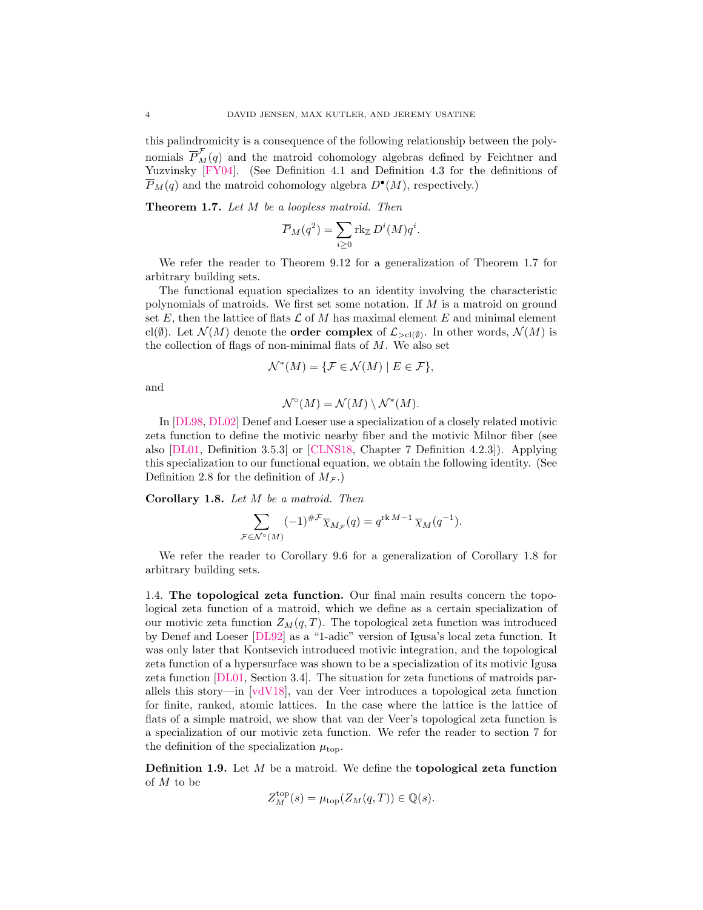this palindromicity is a consequence of the following relationship between the polynomials $\overline{P}^{\mathcal{F}}_M(q)$ and the matroid cohomology algebras defined by Feichtner and Yuzvinsky [FY04]. (See Definition 4.1 and Definition 4.3 for the definitions of $\overline{P}_M(q)$ and the matroid cohomology algebra $D^\bullet(M)$, respectively.)

**Theorem 1.7.** *Let $M$ be a loopless matroid. Then*

$$\overline{P}_M(q^2) = \sum_{i \geq 0} \mathrm{rk}_{\mathbb{Z}}\, D^i(M) q^i.$$

We refer the reader to Theorem 9.12 for a generalization of Theorem 1.7 for arbitrary building sets.

The functional equation specializes to an identity involving the characteristic polynomials of matroids. We first set some notation. If $M$ is a matroid on ground set $E$, then the lattice of flats $\mathcal{L}$ of $M$ has maximal element $E$ and minimal element $\mathrm{cl}(\emptyset)$. Let $\mathcal{N}(M)$ denote the **order complex** of $\mathcal{L}_{>\mathrm{cl}(\emptyset)}$. In other words, $\mathcal{N}(M)$ is the collection of flags of non-minimal flats of $M$. We also set

$$\mathcal{N}^*(M) = \{\mathcal{F} \in \mathcal{N}(M) \mid E \in \mathcal{F}\},$$

and

$$\mathcal{N}^\circ(M) = \mathcal{N}(M) \setminus \mathcal{N}^*(M).$$

In [DL98, DL02] Denef and Loeser use a specialization of a closely related motivic zeta function to define the motivic nearby fiber and the motivic Milnor fiber (see also [DL01, Definition 3.5.3] or [CLNS18, Chapter 7 Definition 4.2.3]). Applying this specialization to our functional equation, we obtain the following identity. (See Definition 2.8 for the definition of $M_{\mathcal{F}}$.)

**Corollary 1.8.** *Let $M$ be a matroid. Then*

$$\sum_{\mathcal{F} \in \mathcal{N}^\circ(M)} (-1)^{\#\mathcal{F}} \overline{\chi}_{M_{\mathcal{F}}}(q) = q^{\mathrm{rk}\, M - 1}\, \overline{\chi}_M(q^{-1}).$$

We refer the reader to Corollary 9.6 for a generalization of Corollary 1.8 for arbitrary building sets.

1.4. **The topological zeta function.** Our final main results concern the topological zeta function of a matroid, which we define as a certain specialization of our motivic zeta function $Z_M(q, T)$. The topological zeta function was introduced by Denef and Loeser [DL92] as a "1-adic" version of Igusa's local zeta function. It was only later that Kontsevich introduced motivic integration, and the topological zeta function of a hypersurface was shown to be a specialization of its motivic Igusa zeta function [DL01, Section 3.4]. The situation for zeta functions of matroids parallels this story—in [vdV18], van der Veer introduces a topological zeta function for finite, ranked, atomic lattices. In the case where the lattice is the lattice of flats of a simple matroid, we show that van der Veer's topological zeta function is a specialization of our motivic zeta function. We refer the reader to section 7 for the definition of the specialization $\mu_{\mathrm{top}}$.

**Definition 1.9.** Let $M$ be a matroid. We define the **topological zeta function** of $M$ to be

$$Z^{\mathrm{top}}_M(s) = \mu_{\mathrm{top}}(Z_M(q, T)) \in \mathbb{Q}(s).$$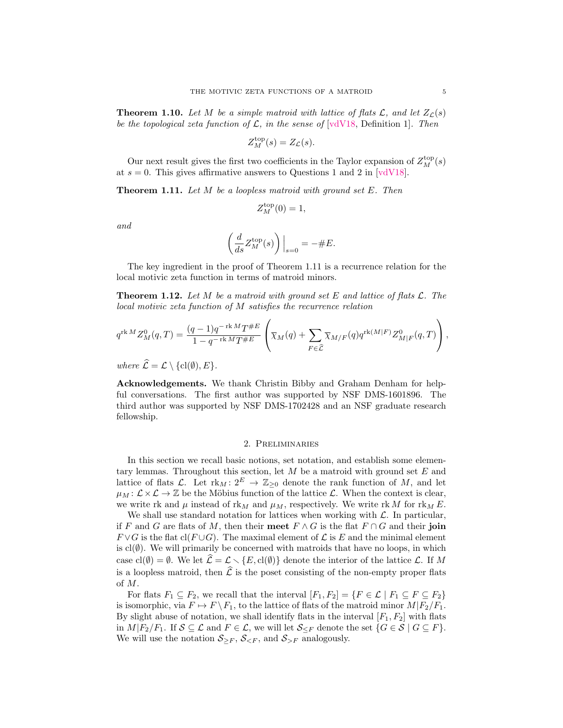**Theorem 1.10.** *Let $M$ be a simple matroid with lattice of flats $\mathcal{L}$, and let $Z_{\mathcal{L}}(s)$ be the topological zeta function of $\mathcal{L}$, in the sense of* [vdV18, Definition 1]. *Then*

$$Z_M^{\text{top}}(s) = Z_{\mathcal{L}}(s).$$

Our next result gives the first two coefficients in the Taylor expansion of $Z_M^{\text{top}}(s)$ at $s = 0$. This gives affirmative answers to Questions 1 and 2 in [vdV18].

**Theorem 1.11.** *Let $M$ be a loopless matroid with ground set $E$. Then*

$$Z_M^{\text{top}}(0) = 1,$$

*and*

$$\left( \frac{d}{ds} Z_M^{\text{top}}(s) \right) \Big|_{s=0} = -\#E.$$

The key ingredient in the proof of Theorem 1.11 is a recurrence relation for the local motivic zeta function in terms of matroid minors.

**Theorem 1.12.** *Let $M$ be a matroid with ground set $E$ and lattice of flats $\mathcal{L}$. The local motivic zeta function of $M$ satisfies the recurrence relation*

$$q^{\operatorname{rk} M} Z_M^0(q,T) = \frac{(q-1)q^{-\operatorname{rk} M}T^{\#E}}{1 - q^{-\operatorname{rk} M}T^{\#E}} \left( \overline{\chi}_M(q) + \sum_{F \in \widehat{\mathcal{L}}} \overline{\chi}_{M/F}(q) q^{\operatorname{rk}(M|F)} Z_{M|F}^0(q,T) \right),$$

*where $\widehat{\mathcal{L}} = \mathcal{L} \setminus \{\operatorname{cl}(\emptyset), E\}$.*

**Acknowledgements.** We thank Christin Bibby and Graham Denham for helpful conversations. The first author was supported by NSF DMS-1601896. The third author was supported by NSF DMS-1702428 and an NSF graduate research fellowship.

## 2. Preliminaries

In this section we recall basic notions, set notation, and establish some elementary lemmas. Throughout this section, let $M$ be a matroid with ground set $E$ and lattice of flats $\mathcal{L}$. Let $\operatorname{rk}_M \colon 2^E \to \mathbb{Z}_{\geq 0}$ denote the rank function of $M$, and let $\mu_M \colon \mathcal{L} \times \mathcal{L} \to \mathbb{Z}$ be the Möbius function of the lattice $\mathcal{L}$. When the context is clear, we write $\operatorname{rk}$ and $\mu$ instead of $\operatorname{rk}_M$ and $\mu_M$, respectively. We write $\operatorname{rk} M$ for $\operatorname{rk}_M E$.

We shall use standard notation for lattices when working with $\mathcal{L}$. In particular, if $F$ and $G$ are flats of $M$, then their **meet** $F \wedge G$ is the flat $F \cap G$ and their **join** $F \vee G$ is the flat $\operatorname{cl}(F \cup G)$. The maximal element of $\mathcal{L}$ is $E$ and the minimal element is $\operatorname{cl}(\emptyset)$. We will primarily be concerned with matroids that have no loops, in which case $\operatorname{cl}(\emptyset) = \emptyset$. We let $\widehat{\mathcal{L}} = \mathcal{L} \smallsetminus \{E, \operatorname{cl}(\emptyset)\}$ denote the interior of the lattice $\mathcal{L}$. If $M$ is a loopless matroid, then $\widehat{\mathcal{L}}$ is the poset consisting of the non-empty proper flats of $M$.

For flats $F_1 \subseteq F_2$, we recall that the interval $[F_1, F_2] = \{F \in \mathcal{L} \mid F_1 \subseteq F \subseteq F_2\}$ is isomorphic, via $F \mapsto F \setminus F_1$, to the lattice of flats of the matroid minor $M|F_2/F_1$. By slight abuse of notation, we shall identify flats in the interval $[F_1, F_2]$ with flats in $M|F_2/F_1$. If $\mathcal{S} \subseteq \mathcal{L}$ and $F \in \mathcal{L}$, we will let $\mathcal{S}_{\leq F}$ denote the set $\{G \in \mathcal{S} \mid G \subseteq F\}$. We will use the notation $\mathcal{S}_{\geq F}$, $\mathcal{S}_{<F}$, and $\mathcal{S}_{>F}$ analogously.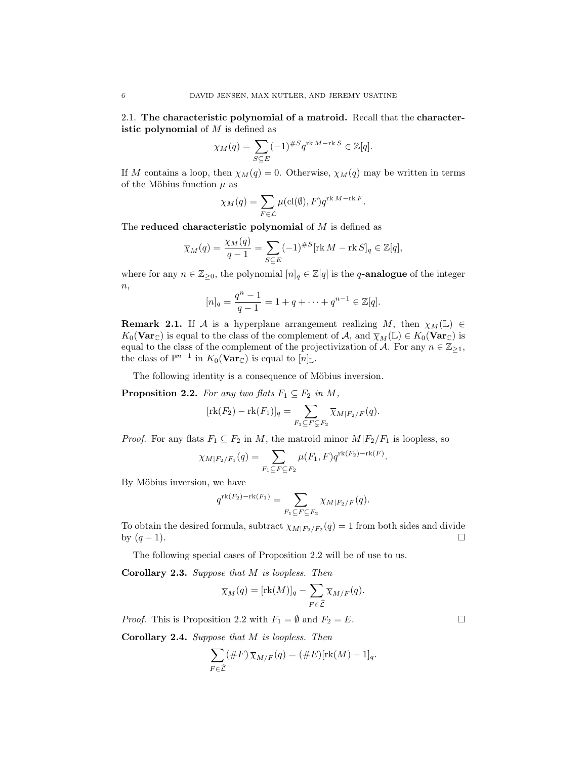2.1. **The characteristic polynomial of a matroid.** Recall that the **characteristic polynomial** of $M$ is defined as

$$\chi_M(q) = \sum_{S \subseteq E} (-1)^{\# S} q^{\operatorname{rk} M - \operatorname{rk} S} \in \mathbb{Z}[q].$$

If $M$ contains a loop, then $\chi_M(q) = 0$. Otherwise, $\chi_M(q)$ may be written in terms of the Möbius function $\mu$ as

$$\chi_M(q) = \sum_{F \in \mathcal{L}} \mu(\operatorname{cl}(\emptyset), F) q^{\operatorname{rk} M - \operatorname{rk} F}.$$

The **reduced characteristic polynomial** of $M$ is defined as

$$\overline{\chi}_M(q) = \frac{\chi_M(q)}{q-1} = \sum_{S \subseteq E} (-1)^{\# S} [\operatorname{rk} M - \operatorname{rk} S]_q \in \mathbb{Z}[q],$$

where for any $n \in \mathbb{Z}_{\geq 0}$, the polynomial $[n]_q \in \mathbb{Z}[q]$ is the **$q$-analogue** of the integer $n$,

$$[n]_q = \frac{q^n - 1}{q - 1} = 1 + q + \cdots + q^{n-1} \in \mathbb{Z}[q].$$

**Remark 2.1.** If $\mathcal{A}$ is a hyperplane arrangement realizing $M$, then $\chi_M(\mathbb{L}) \in K_0(\mathbf{Var}_{\mathbb{C}})$ is equal to the class of the complement of $\mathcal{A}$, and $\overline{\chi}_M(\mathbb{L}) \in K_0(\mathbf{Var}_{\mathbb{C}})$ is equal to the class of the complement of the projectivization of $\mathcal{A}$. For any $n \in \mathbb{Z}_{\geq 1}$, the class of $\mathbb{P}^{n-1}$ in $K_0(\mathbf{Var}_{\mathbb{C}})$ is equal to $[n]_{\mathbb{L}}$.

The following identity is a consequence of Möbius inversion.

**Proposition 2.2.** *For any two flats $F_1 \subseteq F_2$ in $M$,*

$$[\operatorname{rk}(F_2) - \operatorname{rk}(F_1)]_q = \sum_{F_1 \subseteq F \subsetneq F_2} \overline{\chi}_{M|F_2/F}(q).$$

*Proof.* For any flats $F_1 \subseteq F_2$ in $M$, the matroid minor $M|F_2/F_1$ is loopless, so

$$\chi_{M|F_2/F_1}(q) = \sum_{F_1 \subseteq F \subseteq F_2} \mu(F_1, F) q^{\operatorname{rk}(F_2) - \operatorname{rk}(F)}.$$

By Möbius inversion, we have

$$q^{\operatorname{rk}(F_2) - \operatorname{rk}(F_1)} = \sum_{F_1 \subseteq F \subseteq F_2} \chi_{M|F_2/F}(q).$$

To obtain the desired formula, subtract $\chi_{M|F_2/F_2}(q) = 1$ from both sides and divide by $(q-1)$. $\square$

The following special cases of Proposition 2.2 will be of use to us.

**Corollary 2.3.** *Suppose that $M$ is loopless. Then*

$$\overline{\chi}_M(q) = [\operatorname{rk}(M)]_q - \sum_{F \in \widehat{\mathcal{L}}} \overline{\chi}_{M/F}(q).$$

*Proof.* This is Proposition 2.2 with $F_1 = \emptyset$ and $F_2 = E$. $\square$

**Corollary 2.4.** *Suppose that $M$ is loopless. Then*

$$\sum_{F \in \widehat{\mathcal{L}}} (\# F)\, \overline{\chi}_{M/F}(q) = (\# E)[\operatorname{rk}(M) - 1]_q.$$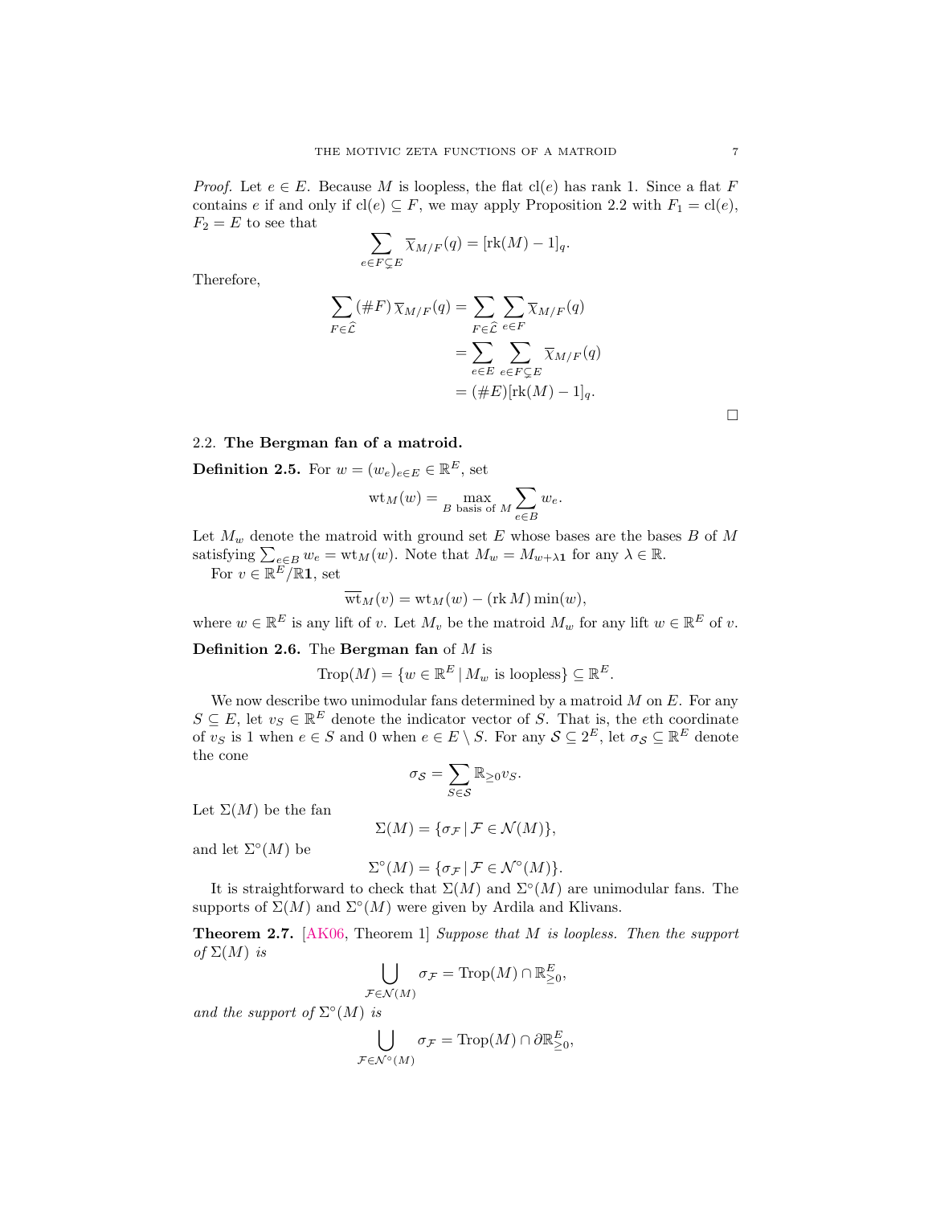*Proof.* Let $e \in E$. Because $M$ is loopless, the flat $\mathrm{cl}(e)$ has rank 1. Since a flat $F$ contains $e$ if and only if $\mathrm{cl}(e) \subseteq F$, we may apply Proposition 2.2 with $F_1 = \mathrm{cl}(e)$, $F_2 = E$ to see that

$$\sum_{e \in F \subsetneq E} \overline{\chi}_{M/F}(q) = [\mathrm{rk}(M) - 1]_q.$$

Therefore,

$$\begin{aligned}
\sum_{F \in \widehat{\mathcal{L}}} (\#F)\, \overline{\chi}_{M/F}(q) &= \sum_{F \in \widehat{\mathcal{L}}} \sum_{e \in F} \overline{\chi}_{M/F}(q) \\
&= \sum_{e \in E} \sum_{e \in F \subsetneq E} \overline{\chi}_{M/F}(q) \\
&= (\#E)[\mathrm{rk}(M) - 1]_q.
\end{aligned}$$

$\square$

## 2.2. The Bergman fan of a matroid.

**Definition 2.5.** For $w = (w_e)_{e \in E} \in \mathbb{R}^E$, set

$$\mathrm{wt}_M(w) = \max_{B \text{ basis of } M} \sum_{e \in B} w_e.$$

Let $M_w$ denote the matroid with ground set $E$ whose bases are the bases $B$ of $M$ satisfying $\sum_{e \in B} w_e = \mathrm{wt}_M(w)$. Note that $M_w = M_{w + \lambda \mathbf{1}}$ for any $\lambda \in \mathbb{R}$.

For $v \in \mathbb{R}^E / \mathbb{R}\mathbf{1}$, set

$$\overline{\mathrm{wt}}_M(v) = \mathrm{wt}_M(w) - (\mathrm{rk}\, M) \min(w),$$

where $w \in \mathbb{R}^E$ is any lift of $v$. Let $M_v$ be the matroid $M_w$ for any lift $w \in \mathbb{R}^E$ of $v$.

**Definition 2.6.** The **Bergman fan** of $M$ is

$$\mathrm{Trop}(M) = \{ w \in \mathbb{R}^E \mid M_w \text{ is loopless} \} \subseteq \mathbb{R}^E.$$

We now describe two unimodular fans determined by a matroid $M$ on $E$. For any $S \subseteq E$, let $v_S \in \mathbb{R}^E$ denote the indicator vector of $S$. That is, the $e$th coordinate of $v_S$ is 1 when $e \in S$ and 0 when $e \in E \setminus S$. For any $\mathcal{S} \subseteq 2^E$, let $\sigma_{\mathcal{S}} \subseteq \mathbb{R}^E$ denote the cone

$$\sigma_{\mathcal{S}} = \sum_{S \in \mathcal{S}} \mathbb{R}_{\geq 0} v_S.$$

Let $\Sigma(M)$ be the fan

$$\Sigma(M) = \{ \sigma_{\mathcal{F}} \mid \mathcal{F} \in \mathcal{N}(M) \},$$

and let $\Sigma^\circ(M)$ be

$$\Sigma^\circ(M) = \{ \sigma_{\mathcal{F}} \mid \mathcal{F} \in \mathcal{N}^\circ(M) \}.$$

It is straightforward to check that $\Sigma(M)$ and $\Sigma^\circ(M)$ are unimodular fans. The supports of $\Sigma(M)$ and $\Sigma^\circ(M)$ were given by Ardila and Klivans.

**Theorem 2.7.** [AK06, Theorem 1] *Suppose that $M$ is loopless. Then the support of $\Sigma(M)$ is*

$$\bigcup_{\mathcal{F} \in \mathcal{N}(M)} \sigma_{\mathcal{F}} = \mathrm{Trop}(M) \cap \mathbb{R}^E_{\geq 0},$$

*and the support of $\Sigma^\circ(M)$ is*

$$\bigcup_{\mathcal{F} \in \mathcal{N}^\circ(M)} \sigma_{\mathcal{F}} = \mathrm{Trop}(M) \cap \partial \mathbb{R}^E_{\geq 0},$$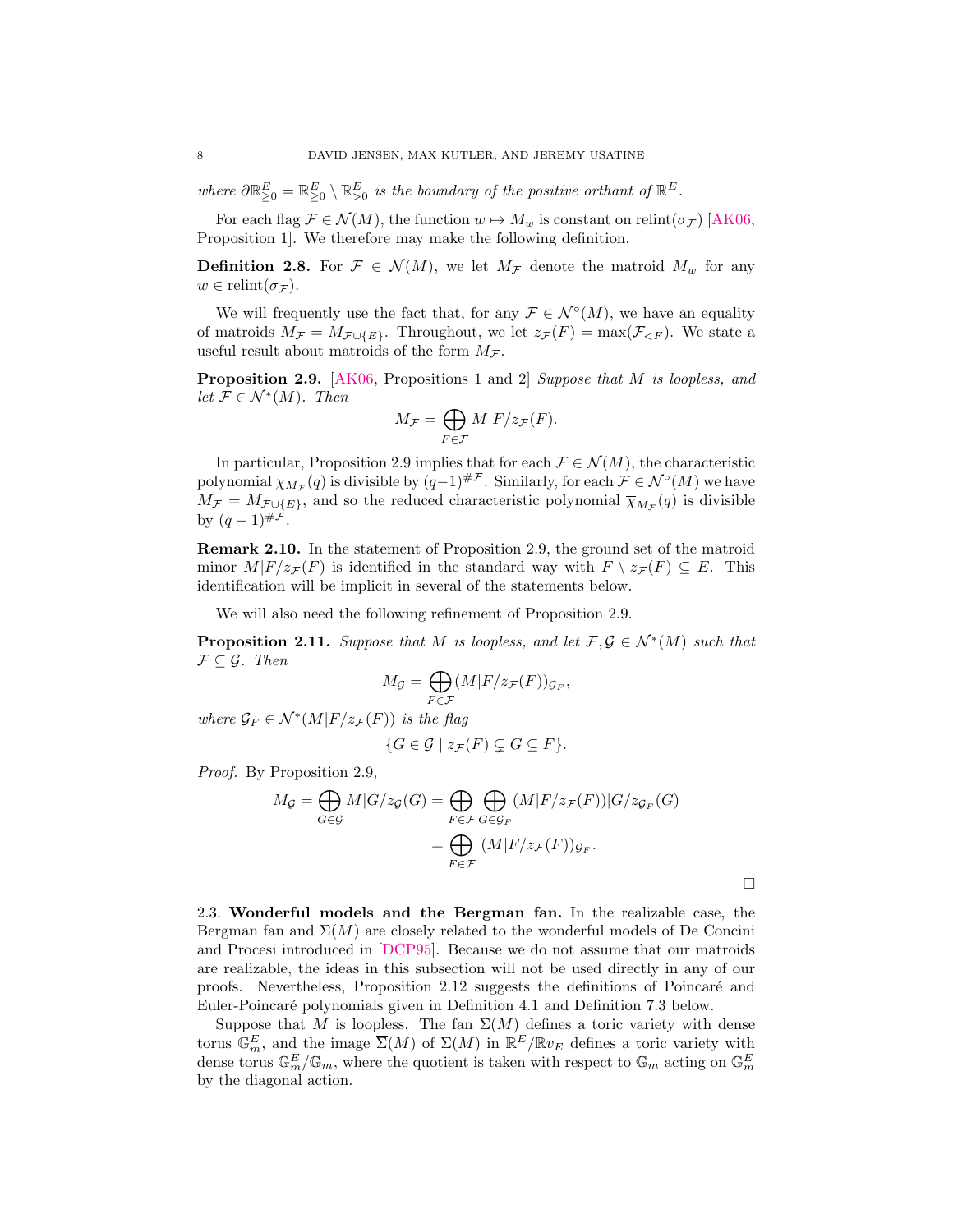*where* $\partial\mathbb{R}^E_{\geq 0} = \mathbb{R}^E_{\geq 0} \setminus \mathbb{R}^E_{>0}$ *is the boundary of the positive orthant of* $\mathbb{R}^E$.

For each flag $\mathcal{F} \in \mathcal{N}(M)$, the function $w \mapsto M_w$ is constant on $\operatorname{relint}(\sigma_{\mathcal{F}})$ [AK06, Proposition 1]. We therefore may make the following definition.

**Definition 2.8.** For $\mathcal{F} \in \mathcal{N}(M)$, we let $M_{\mathcal{F}}$ denote the matroid $M_w$ for any $w \in \operatorname{relint}(\sigma_{\mathcal{F}})$.

We will frequently use the fact that, for any $\mathcal{F} \in \mathcal{N}^\circ(M)$, we have an equality of matroids $M_{\mathcal{F}} = M_{\mathcal{F}\cup\{E\}}$. Throughout, we let $z_{\mathcal{F}}(F) = \max(\mathcal{F}_{<F})$. We state a useful result about matroids of the form $M_{\mathcal{F}}$.

**Proposition 2.9.** [AK06, Propositions 1 and 2] *Suppose that* $M$ *is loopless, and let* $\mathcal{F} \in \mathcal{N}^*(M)$. *Then*

$$M_{\mathcal{F}} = \bigoplus_{F\in\mathcal{F}} M|F/z_{\mathcal{F}}(F).$$

In particular, Proposition 2.9 implies that for each $\mathcal{F} \in \mathcal{N}(M)$, the characteristic polynomial $\chi_{M_{\mathcal{F}}}(q)$ is divisible by $(q-1)^{\#\mathcal{F}}$. Similarly, for each $\mathcal{F} \in \mathcal{N}^\circ(M)$ we have $M_{\mathcal{F}} = M_{\mathcal{F}\cup\{E\}}$, and so the reduced characteristic polynomial $\overline{\chi}_{M_{\mathcal{F}}}(q)$ is divisible by $(q-1)^{\#\mathcal{F}}$.

**Remark 2.10.** In the statement of Proposition 2.9, the ground set of the matroid minor $M|F/z_{\mathcal{F}}(F)$ is identified in the standard way with $F \setminus z_{\mathcal{F}}(F) \subseteq E$. This identification will be implicit in several of the statements below.

We will also need the following refinement of Proposition 2.9.

**Proposition 2.11.** *Suppose that* $M$ *is loopless, and let* $\mathcal{F}, \mathcal{G} \in \mathcal{N}^*(M)$ *such that* $\mathcal{F} \subseteq \mathcal{G}$. *Then*

$$M_{\mathcal{G}} = \bigoplus_{F\in\mathcal{F}} (M|F/z_{\mathcal{F}}(F))_{\mathcal{G}_F},$$

*where* $\mathcal{G}_F \in \mathcal{N}^*(M|F/z_{\mathcal{F}}(F))$ *is the flag*

$$\{G \in \mathcal{G} \mid z_{\mathcal{F}}(F) \subsetneq G \subseteq F\}.$$

*Proof.* By Proposition 2.9,

$$\begin{aligned} M_{\mathcal{G}} = \bigoplus_{G\in\mathcal{G}} M|G/z_{\mathcal{G}}(G) &= \bigoplus_{F\in\mathcal{F}} \bigoplus_{G\in\mathcal{G}_F} (M|F/z_{\mathcal{F}}(F))|G/z_{\mathcal{G}_F}(G) \\ &= \bigoplus_{F\in\mathcal{F}} (M|F/z_{\mathcal{F}}(F))_{\mathcal{G}_F}. \end{aligned}$$

□

2.3. **Wonderful models and the Bergman fan.** In the realizable case, the Bergman fan and $\Sigma(M)$ are closely related to the wonderful models of De Concini and Procesi introduced in [DCP95]. Because we do not assume that our matroids are realizable, the ideas in this subsection will not be used directly in any of our proofs. Nevertheless, Proposition 2.12 suggests the definitions of Poincaré and Euler-Poincaré polynomials given in Definition 4.1 and Definition 7.3 below.

Suppose that $M$ is loopless. The fan $\Sigma(M)$ defines a toric variety with dense torus $\mathbb{G}_m^E$, and the image $\overline{\Sigma}(M)$ of $\Sigma(M)$ in $\mathbb{R}^E/\mathbb{R}v_E$ defines a toric variety with dense torus $\mathbb{G}_m^E/\mathbb{G}_m$, where the quotient is taken with respect to $\mathbb{G}_m$ acting on $\mathbb{G}_m^E$ by the diagonal action.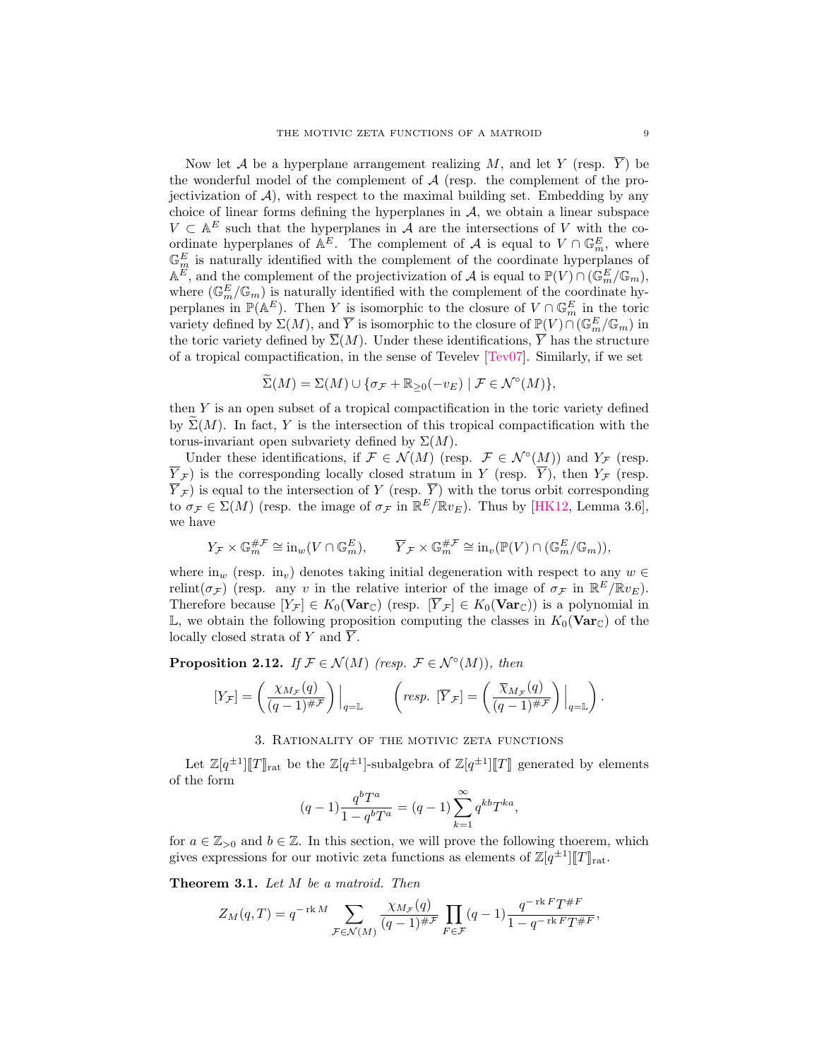Now let $\mathcal{A}$ be a hyperplane arrangement realizing $M$, and let $Y$ (resp. $\overline{Y}$) be the wonderful model of the complement of $\mathcal{A}$ (resp. the complement of the projectivization of $\mathcal{A}$), with respect to the maximal building set. Embedding by any choice of linear forms defining the hyperplanes in $\mathcal{A}$, we obtain a linear subspace $V \subset \mathbb{A}^E$ such that the hyperplanes in $\mathcal{A}$ are the intersections of $V$ with the coordinate hyperplanes of $\mathbb{A}^E$. The complement of $\mathcal{A}$ is equal to $V \cap \mathbb{G}_m^E$, where $\mathbb{G}_m^E$ is naturally identified with the complement of the coordinate hyperplanes of $\mathbb{A}^E$, and the complement of the projectivization of $\mathcal{A}$ is equal to $\mathbb{P}(V) \cap (\mathbb{G}_m^E/\mathbb{G}_m)$, where $(\mathbb{G}_m^E/\mathbb{G}_m)$ is naturally identified with the complement of the coordinate hyperplanes in $\mathbb{P}(\mathbb{A}^E)$. Then $Y$ is isomorphic to the closure of $V \cap \mathbb{G}_m^E$ in the toric variety defined by $\Sigma(M)$, and $\overline{Y}$ is isomorphic to the closure of $\mathbb{P}(V) \cap (\mathbb{G}_m^E/\mathbb{G}_m)$ in the toric variety defined by $\overline{\Sigma}(M)$. Under these identifications, $\overline{Y}$ has the structure of a tropical compactification, in the sense of Tevelev [Tev07]. Similarly, if we set

$$\widetilde{\Sigma}(M) = \Sigma(M) \cup \{\sigma_{\mathcal{F}} + \mathbb{R}_{\geq 0}(-v_E) \mid \mathcal{F} \in \mathcal{N}^\circ(M)\},$$

then $Y$ is an open subset of a tropical compactification in the toric variety defined by $\widetilde{\Sigma}(M)$. In fact, $Y$ is the intersection of this tropical compactification with the torus-invariant open subvariety defined by $\Sigma(M)$.

Under these identifications, if $\mathcal{F} \in \mathcal{N}(M)$ (resp. $\mathcal{F} \in \mathcal{N}^\circ(M)$) and $Y_{\mathcal{F}}$ (resp. $\overline{Y}_{\mathcal{F}}$) is the corresponding locally closed stratum in $Y$ (resp. $\overline{Y}$), then $Y_{\mathcal{F}}$ (resp. $\overline{Y}_{\mathcal{F}}$) is equal to the intersection of $Y$ (resp. $\overline{Y}$) with the torus orbit corresponding to $\sigma_{\mathcal{F}} \in \Sigma(M)$ (resp. the image of $\sigma_{\mathcal{F}}$ in $\mathbb{R}^E/\mathbb{R}v_E$). Thus by [HK12, Lemma 3.6], we have

$$Y_{\mathcal{F}} \times \mathbb{G}_m^{\#\mathcal{F}} \cong \mathrm{in}_w(V \cap \mathbb{G}_m^E), \qquad \overline{Y}_{\mathcal{F}} \times \mathbb{G}_m^{\#\mathcal{F}} \cong \mathrm{in}_v(\mathbb{P}(V) \cap (\mathbb{G}_m^E/\mathbb{G}_m)),$$

where $\mathrm{in}_w$ (resp. $\mathrm{in}_v$) denotes taking initial degeneration with respect to any $w \in \mathrm{relint}(\sigma_{\mathcal{F}})$ (resp. any $v$ in the relative interior of the image of $\sigma_{\mathcal{F}}$ in $\mathbb{R}^E/\mathbb{R}v_E$). Therefore because $[Y_{\mathcal{F}}] \in K_0(\mathbf{Var}_{\mathbb{C}})$ (resp. $[\overline{Y}_{\mathcal{F}}] \in K_0(\mathbf{Var}_{\mathbb{C}})$) is a polynomial in $\mathbb{L}$, we obtain the following proposition computing the classes in $K_0(\mathbf{Var}_{\mathbb{C}})$ of the locally closed strata of $Y$ and $\overline{Y}$.

**Proposition 2.12.** *If $\mathcal{F} \in \mathcal{N}(M)$ (resp. $\mathcal{F} \in \mathcal{N}^\circ(M)$), then*

$$[Y_{\mathcal{F}}] = \left(\frac{\chi_{M_{\mathcal{F}}}(q)}{(q-1)^{\#\mathcal{F}}}\right)\Big|_{q=\mathbb{L}} \qquad \left(\textit{resp. } [\overline{Y}_{\mathcal{F}}] = \left(\frac{\overline{\chi}_{M_{\mathcal{F}}}(q)}{(q-1)^{\#\mathcal{F}}}\right)\Big|_{q=\mathbb{L}}\right).$$

## 3. Rationality of the motivic zeta functions

Let $\mathbb{Z}[q^{\pm 1}][\![T]\!]_{\mathrm{rat}}$ be the $\mathbb{Z}[q^{\pm 1}]$-subalgebra of $\mathbb{Z}[q^{\pm 1}][\![T]\!]$ generated by elements of the form

$$(q-1)\frac{q^b T^a}{1 - q^b T^a} = (q-1)\sum_{k=1}^{\infty} q^{kb} T^{ka},$$

for $a \in \mathbb{Z}_{>0}$ and $b \in \mathbb{Z}$. In this section, we will prove the following thoerem, which gives expressions for our motivic zeta functions as elements of $\mathbb{Z}[q^{\pm 1}][\![T]\!]_{\mathrm{rat}}$.

**Theorem 3.1.** *Let $M$ be a matroid. Then*

$$Z_M(q,T) = q^{-\operatorname{rk} M} \sum_{\mathcal{F} \in \mathcal{N}(M)} \frac{\chi_{M_{\mathcal{F}}}(q)}{(q-1)^{\#\mathcal{F}}} \prod_{F \in \mathcal{F}} (q-1)\frac{q^{-\operatorname{rk} F} T^{\# F}}{1 - q^{-\operatorname{rk} F} T^{\# F}},$$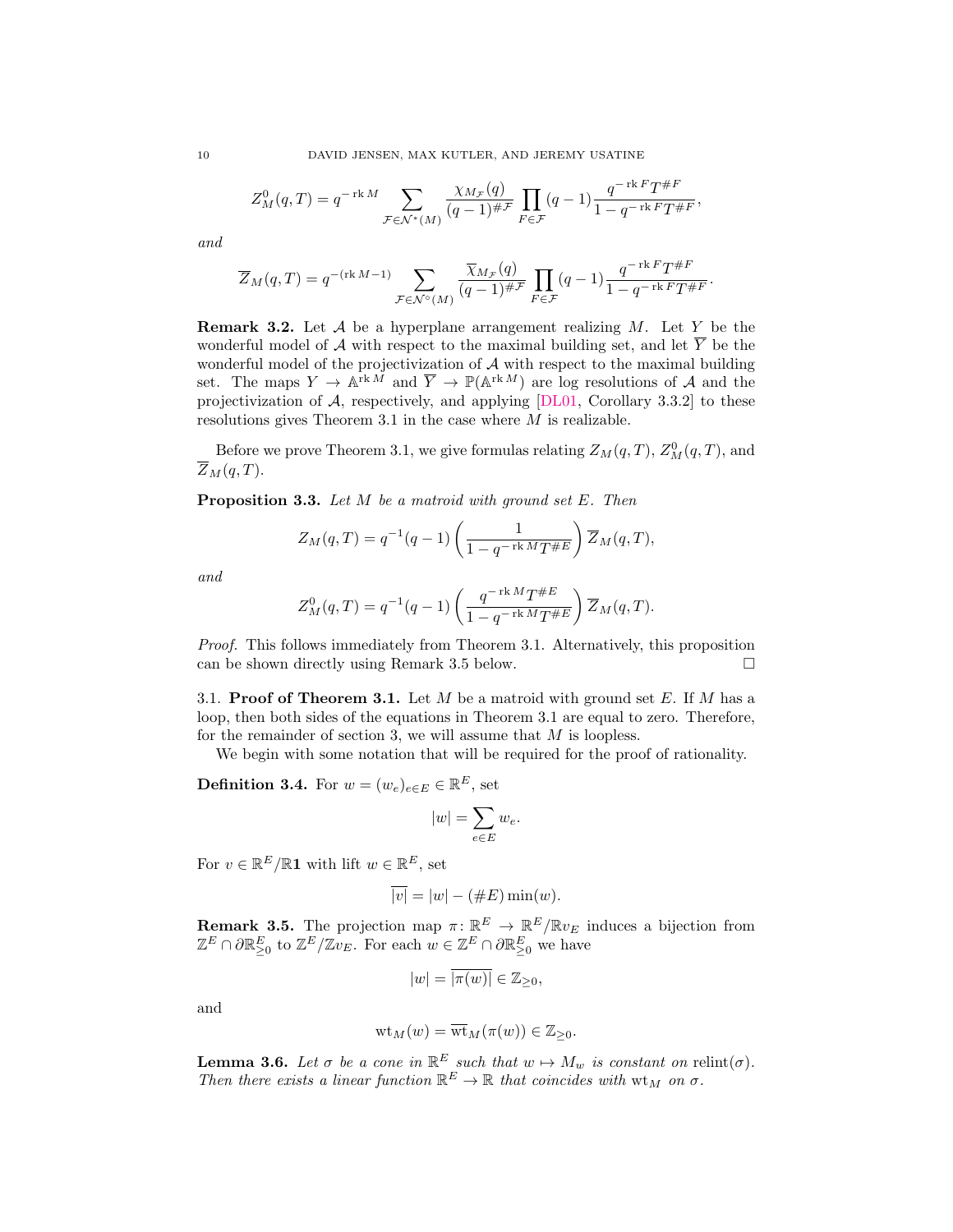$$Z_M^0(q,T) = q^{-\operatorname{rk} M} \sum_{\mathcal{F} \in \mathcal{N}^*(M)} \frac{\chi_{M_{\mathcal{F}}}(q)}{(q-1)^{\#\mathcal{F}}} \prod_{F \in \mathcal{F}} (q-1) \frac{q^{-\operatorname{rk} F} T^{\# F}}{1 - q^{-\operatorname{rk} F} T^{\# F}},$$

*and*

$$\overline{Z}_M(q,T) = q^{-(\operatorname{rk} M - 1)} \sum_{\mathcal{F} \in \mathcal{N}^\circ(M)} \frac{\overline{\chi}_{M_{\mathcal{F}}}(q)}{(q-1)^{\#\mathcal{F}}} \prod_{F \in \mathcal{F}} (q-1) \frac{q^{-\operatorname{rk} F} T^{\# F}}{1 - q^{-\operatorname{rk} F} T^{\# F}}.$$

**Remark 3.2.** Let $\mathcal{A}$ be a hyperplane arrangement realizing $M$. Let $Y$ be the wonderful model of $\mathcal{A}$ with respect to the maximal building set, and let $\overline{Y}$ be the wonderful model of the projectivization of $\mathcal{A}$ with respect to the maximal building set. The maps $Y \to \mathbb{A}^{\operatorname{rk} M}$ and $\overline{Y} \to \mathbb{P}(\mathbb{A}^{\operatorname{rk} M})$ are log resolutions of $\mathcal{A}$ and the projectivization of $\mathcal{A}$, respectively, and applying [DL01, Corollary 3.3.2] to these resolutions gives Theorem 3.1 in the case where $M$ is realizable.

Before we prove Theorem 3.1, we give formulas relating $Z_M(q,T)$, $Z_M^0(q,T)$, and $\overline{Z}_M(q,T)$.

**Proposition 3.3.** *Let $M$ be a matroid with ground set $E$. Then*

$$Z_M(q,T) = q^{-1}(q-1) \left( \frac{1}{1 - q^{-\operatorname{rk} M} T^{\# E}} \right) \overline{Z}_M(q,T),$$

*and*

$$Z_M^0(q,T) = q^{-1}(q-1) \left( \frac{q^{-\operatorname{rk} M} T^{\# E}}{1 - q^{-\operatorname{rk} M} T^{\# E}} \right) \overline{Z}_M(q,T).$$

*Proof.* This follows immediately from Theorem 3.1. Alternatively, this proposition can be shown directly using Remark 3.5 below. $\square$

## 3.1. Proof of Theorem 3.1.

Let $M$ be a matroid with ground set $E$. If $M$ has a loop, then both sides of the equations in Theorem 3.1 are equal to zero. Therefore, for the remainder of section 3, we will assume that $M$ is loopless.

We begin with some notation that will be required for the proof of rationality.

**Definition 3.4.** For $w = (w_e)_{e \in E} \in \mathbb{R}^E$, set

$$|w| = \sum_{e \in E} w_e.$$

For $v \in \mathbb{R}^E/\mathbb{R}\mathbf{1}$ with lift $w \in \mathbb{R}^E$, set

$$\overline{|v|} = |w| - (\# E) \min(w).$$

**Remark 3.5.** The projection map $\pi \colon \mathbb{R}^E \to \mathbb{R}^E/\mathbb{R}v_E$ induces a bijection from $\mathbb{Z}^E \cap \partial \mathbb{R}^E_{\geq 0}$ to $\mathbb{Z}^E/\mathbb{Z}v_E$. For each $w \in \mathbb{Z}^E \cap \partial \mathbb{R}^E_{\geq 0}$ we have

$$|w| = \overline{|\pi(w)|} \in \mathbb{Z}_{\geq 0},$$

and

$$\operatorname{wt}_M(w) = \overline{\operatorname{wt}}_M(\pi(w)) \in \mathbb{Z}_{\geq 0}.$$

**Lemma 3.6.** *Let $\sigma$ be a cone in $\mathbb{R}^E$ such that $w \mapsto M_w$ is constant on $\operatorname{relint}(\sigma)$. Then there exists a linear function $\mathbb{R}^E \to \mathbb{R}$ that coincides with $\operatorname{wt}_M$ on $\sigma$.*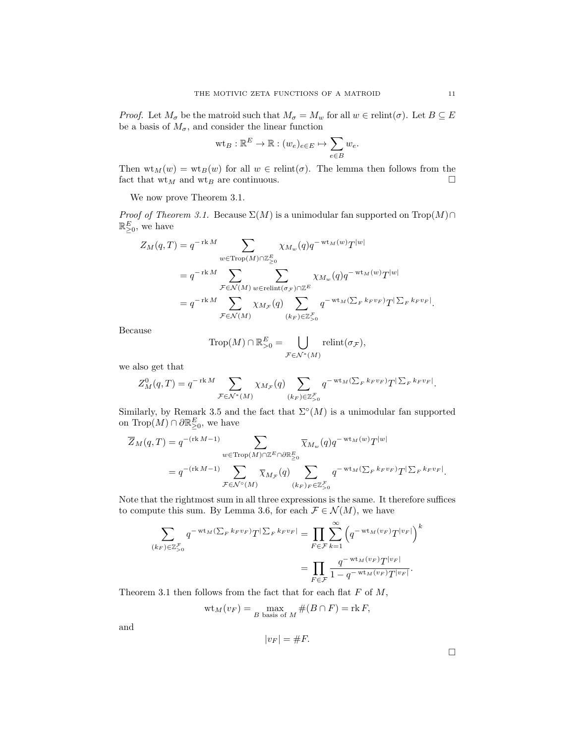*Proof.* Let $M_\sigma$ be the matroid such that $M_\sigma = M_w$ for all $w \in \operatorname{relint}(\sigma)$. Let $B \subseteq E$ be a basis of $M_\sigma$, and consider the linear function

$$\operatorname{wt}_B : \mathbb{R}^E \to \mathbb{R} : (w_e)_{e \in E} \mapsto \sum_{e \in B} w_e.$$

Then $\operatorname{wt}_M(w) = \operatorname{wt}_B(w)$ for all $w \in \operatorname{relint}(\sigma)$. The lemma then follows from the fact that $\operatorname{wt}_M$ and $\operatorname{wt}_B$ are continuous. □

We now prove Theorem 3.1.

*Proof of Theorem 3.1.* Because $\Sigma(M)$ is a unimodular fan supported on $\operatorname{Trop}(M) \cap \mathbb{R}^E_{\geq 0}$, we have

$$\begin{aligned}
Z_M(q,T) &= q^{-\operatorname{rk} M} \sum_{w \in \operatorname{Trop}(M) \cap \mathbb{Z}^E_{\geq 0}} \chi_{M_w}(q) q^{-\operatorname{wt}_M(w)} T^{|w|} \\
&= q^{-\operatorname{rk} M} \sum_{\mathcal{F} \in \mathcal{N}(M)} \sum_{w \in \operatorname{relint}(\sigma_{\mathcal{F}}) \cap \mathbb{Z}^E} \chi_{M_w}(q) q^{-\operatorname{wt}_M(w)} T^{|w|} \\
&= q^{-\operatorname{rk} M} \sum_{\mathcal{F} \in \mathcal{N}(M)} \chi_{M_{\mathcal{F}}}(q) \sum_{(k_F) \in \mathbb{Z}^{\mathcal{F}}_{>0}} q^{-\operatorname{wt}_M(\sum_F k_F v_F)} T^{|\sum_F k_F v_F|}.
\end{aligned}$$

Because

$$\operatorname{Trop}(M) \cap \mathbb{R}^E_{>0} = \bigcup_{\mathcal{F} \in \mathcal{N}^*(M)} \operatorname{relint}(\sigma_{\mathcal{F}}),$$

we also get that

$$Z^0_M(q,T) = q^{-\operatorname{rk} M} \sum_{\mathcal{F} \in \mathcal{N}^*(M)} \chi_{M_{\mathcal{F}}}(q) \sum_{(k_F) \in \mathbb{Z}^{\mathcal{F}}_{>0}} q^{-\operatorname{wt}_M(\sum_F k_F v_F)} T^{|\sum_F k_F v_F|}.$$

Similarly, by Remark 3.5 and the fact that $\Sigma^\circ(M)$ is a unimodular fan supported on $\operatorname{Trop}(M) \cap \partial\mathbb{R}^E_{\geq 0}$, we have

$$\begin{aligned}
\overline{Z}_M(q,T) &= q^{-(\operatorname{rk} M - 1)} \sum_{w \in \operatorname{Trop}(M) \cap \mathbb{Z}^E \cap \partial\mathbb{R}^E_{\geq 0}} \overline{\chi}_{M_w}(q) q^{-\operatorname{wt}_M(w)} T^{|w|} \\
&= q^{-(\operatorname{rk} M - 1)} \sum_{\mathcal{F} \in \mathcal{N}^\circ(M)} \overline{\chi}_{M_{\mathcal{F}}}(q) \sum_{(k_F)_F \in \mathbb{Z}^{\mathcal{F}}_{>0}} q^{-\operatorname{wt}_M(\sum_F k_F v_F)} T^{|\sum_F k_F v_F|}.
\end{aligned}$$

Note that the rightmost sum in all three expressions is the same. It therefore suffices to compute this sum. By Lemma 3.6, for each $\mathcal{F} \in \mathcal{N}(M)$, we have

$$\begin{aligned}
\sum_{(k_F) \in \mathbb{Z}^{\mathcal{F}}_{>0}} q^{-\operatorname{wt}_M(\sum_F k_F v_F)} T^{|\sum_F k_F v_F|} &= \prod_{F \in \mathcal{F}} \sum_{k=1}^{\infty} \left( q^{-\operatorname{wt}_M(v_F)} T^{|v_F|} \right)^k \\
&= \prod_{F \in \mathcal{F}} \frac{q^{-\operatorname{wt}_M(v_F)} T^{|v_F|}}{1 - q^{-\operatorname{wt}_M(v_F)} T^{|v_F|}}.
\end{aligned}$$

Theorem 3.1 then follows from the fact that for each flat $F$ of $M$,

$$\operatorname{wt}_M(v_F) = \max_{B \text{ basis of } M} \#(B \cap F) = \operatorname{rk} F,$$

and

$$|v_F| = \#F.$$

□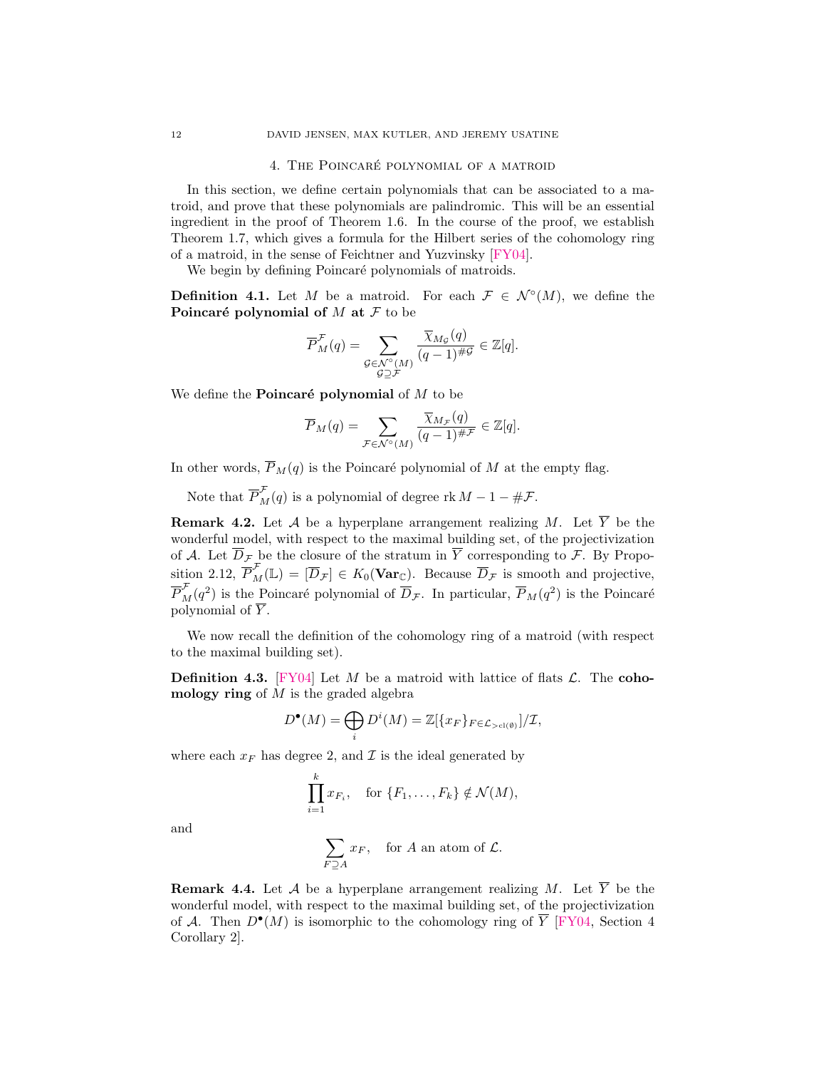## 4. The Poincaré polynomial of a matroid

In this section, we define certain polynomials that can be associated to a matroid, and prove that these polynomials are palindromic. This will be an essential ingredient in the proof of Theorem 1.6. In the course of the proof, we establish Theorem 1.7, which gives a formula for the Hilbert series of the cohomology ring of a matroid, in the sense of Feichtner and Yuzvinsky [FY04].

We begin by defining Poincaré polynomials of matroids.

**Definition 4.1.** Let $M$ be a matroid. For each $\mathcal{F} \in \mathcal{N}^\circ(M)$, we define the **Poincaré polynomial of** $M$ **at** $\mathcal{F}$ to be

$$\overline{P}_M^{\mathcal{F}}(q) = \sum_{\substack{\mathcal{G} \in \mathcal{N}^\circ(M) \\ \mathcal{G} \supseteq \mathcal{F}}} \frac{\overline{\chi}_{M_{\mathcal{G}}}(q)}{(q-1)^{\#\mathcal{G}}} \in \mathbb{Z}[q].$$

We define the **Poincaré polynomial** of $M$ to be

$$\overline{P}_M(q) = \sum_{\mathcal{F} \in \mathcal{N}^\circ(M)} \frac{\overline{\chi}_{M_{\mathcal{F}}}(q)}{(q-1)^{\#\mathcal{F}}} \in \mathbb{Z}[q].$$

In other words, $\overline{P}_M(q)$ is the Poincaré polynomial of $M$ at the empty flag.

Note that $\overline{P}_M^{\mathcal{F}}(q)$ is a polynomial of degree $\operatorname{rk} M - 1 - \#\mathcal{F}$.

**Remark 4.2.** Let $\mathcal{A}$ be a hyperplane arrangement realizing $M$. Let $\overline{Y}$ be the wonderful model, with respect to the maximal building set, of the projectivization of $\mathcal{A}$. Let $\overline{D}_{\mathcal{F}}$ be the closure of the stratum in $\overline{Y}$ corresponding to $\mathcal{F}$. By Proposition 2.12, $\overline{P}_M^{\mathcal{F}}(\mathbb{L}) = [\overline{D}_{\mathcal{F}}] \in K_0(\mathbf{Var}_{\mathbb{C}})$. Because $\overline{D}_{\mathcal{F}}$ is smooth and projective, $\overline{P}_M^{\mathcal{F}}(q^2)$ is the Poincaré polynomial of $\overline{D}_{\mathcal{F}}$. In particular, $\overline{P}_M(q^2)$ is the Poincaré polynomial of $\overline{Y}$.

We now recall the definition of the cohomology ring of a matroid (with respect to the maximal building set).

**Definition 4.3.** [FY04] Let $M$ be a matroid with lattice of flats $\mathcal{L}$. The **cohomology ring** of $M$ is the graded algebra

$$D^\bullet(M) = \bigoplus_i D^i(M) = \mathbb{Z}[\{x_F\}_{F \in \mathcal{L}_{>\mathrm{cl}(\emptyset)}}]/\mathcal{I},$$

where each $x_F$ has degree 2, and $\mathcal{I}$ is the ideal generated by

$$\prod_{i=1}^k x_{F_i}, \quad \text{for } \{F_1, \ldots, F_k\} \notin \mathcal{N}(M),$$

and

$$\sum_{F \supseteq A} x_F, \quad \text{for } A \text{ an atom of } \mathcal{L}.$$

**Remark 4.4.** Let $\mathcal{A}$ be a hyperplane arrangement realizing $M$. Let $\overline{Y}$ be the wonderful model, with respect to the maximal building set, of the projectivization of $\mathcal{A}$. Then $D^\bullet(M)$ is isomorphic to the cohomology ring of $\overline{Y}$ [FY04, Section 4 Corollary 2].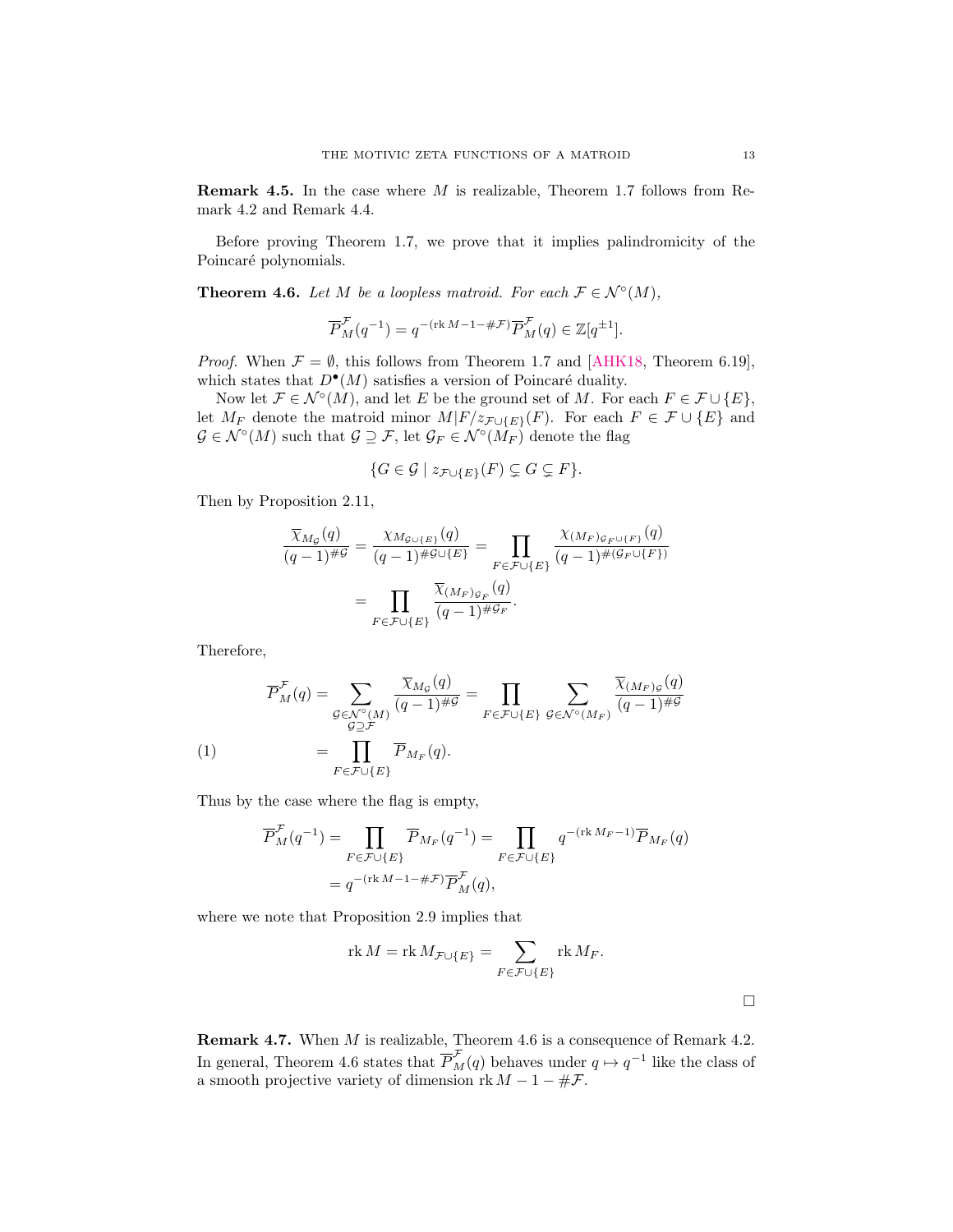**Remark 4.5.** In the case where $M$ is realizable, Theorem 1.7 follows from Remark 4.2 and Remark 4.4.

Before proving Theorem 1.7, we prove that it implies palindromicity of the Poincaré polynomials.

**Theorem 4.6.** *Let $M$ be a loopless matroid. For each $\mathcal{F} \in \mathcal{N}^\circ(M)$,*

$$\overline{P}_M^{\mathcal{F}}(q^{-1}) = q^{-(\operatorname{rk} M - 1 - \#\mathcal{F})}\overline{P}_M^{\mathcal{F}}(q) \in \mathbb{Z}[q^{\pm 1}].$$

*Proof.* When $\mathcal{F} = \emptyset$, this follows from Theorem 1.7 and [AHK18, Theorem 6.19], which states that $D^\bullet(M)$ satisfies a version of Poincaré duality.

Now let $\mathcal{F} \in \mathcal{N}^\circ(M)$, and let $E$ be the ground set of $M$. For each $F \in \mathcal{F} \cup \{E\}$, let $M_F$ denote the matroid minor $M|F/z_{\mathcal{F}\cup\{E\}}(F)$. For each $F \in \mathcal{F} \cup \{E\}$ and $\mathcal{G} \in \mathcal{N}^\circ(M)$ such that $\mathcal{G} \supseteq \mathcal{F}$, let $\mathcal{G}_F \in \mathcal{N}^\circ(M_F)$ denote the flag

$$\{G \in \mathcal{G} \mid z_{\mathcal{F}\cup\{E\}}(F) \subsetneq G \subsetneq F\}.$$

Then by Proposition 2.11,

$$\begin{aligned}
\frac{\overline{\chi}_{M_\mathcal{G}}(q)}{(q-1)^{\#\mathcal{G}}} = \frac{\chi_{M_{\mathcal{G}\cup\{E\}}}(q)}{(q-1)^{\#\mathcal{G}\cup\{E\}}} &= \prod_{F \in \mathcal{F}\cup\{E\}} \frac{\chi_{(M_F)_{\mathcal{G}_F \cup \{F\}}}(q)}{(q-1)^{\#(\mathcal{G}_F \cup \{F\})}} \\
&= \prod_{F \in \mathcal{F}\cup\{E\}} \frac{\overline{\chi}_{(M_F)_{\mathcal{G}_F}}(q)}{(q-1)^{\#\mathcal{G}_F}}.
\end{aligned}$$

Therefore,

$$\begin{aligned}
\overline{P}_M^{\mathcal{F}}(q) = \sum_{\substack{\mathcal{G} \in \mathcal{N}^\circ(M) \\ \mathcal{G} \supseteq \mathcal{F}}} \frac{\overline{\chi}_{M_\mathcal{G}}(q)}{(q-1)^{\#\mathcal{G}}} &= \prod_{F \in \mathcal{F}\cup\{E\}} \sum_{\mathcal{G} \in \mathcal{N}^\circ(M_F)} \frac{\overline{\chi}_{(M_F)_\mathcal{G}}(q)}{(q-1)^{\#\mathcal{G}}} \\
&= \prod_{F \in \mathcal{F}\cup\{E\}} \overline{P}_{M_F}(q). \qquad (1)
\end{aligned}$$

Thus by the case where the flag is empty,

$$\begin{aligned}
\overline{P}_M^{\mathcal{F}}(q^{-1}) = \prod_{F \in \mathcal{F}\cup\{E\}} \overline{P}_{M_F}(q^{-1}) &= \prod_{F \in \mathcal{F}\cup\{E\}} q^{-(\operatorname{rk} M_F - 1)}\overline{P}_{M_F}(q) \\
&= q^{-(\operatorname{rk} M - 1 - \#\mathcal{F})}\overline{P}_M^{\mathcal{F}}(q),
\end{aligned}$$

where we note that Proposition 2.9 implies that

$$\operatorname{rk} M = \operatorname{rk} M_{\mathcal{F}\cup\{E\}} = \sum_{F \in \mathcal{F}\cup\{E\}} \operatorname{rk} M_F.$$

$\square$

**Remark 4.7.** When $M$ is realizable, Theorem 4.6 is a consequence of Remark 4.2. In general, Theorem 4.6 states that $\overline{P}_M^{\mathcal{F}}(q)$ behaves under $q \mapsto q^{-1}$ like the class of a smooth projective variety of dimension $\operatorname{rk} M - 1 - \#\mathcal{F}$.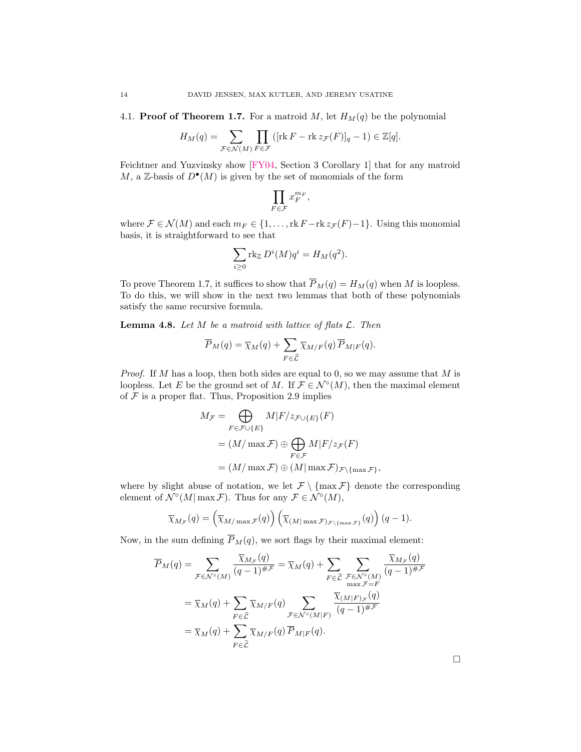### 4.1. **Proof of Theorem 1.7.**

For a matroid $M$, let $H_M(q)$ be the polynomial

$$H_M(q) = \sum_{\mathcal{F}\in\mathcal{N}(M)} \prod_{F\in\mathcal{F}} ([\operatorname{rk} F - \operatorname{rk} z_{\mathcal{F}}(F)]_q - 1) \in \mathbb{Z}[q].$$

Feichtner and Yuzvinsky show [FY04, Section 3 Corollary 1] that for any matroid $M$, a $\mathbb{Z}$-basis of $D^\bullet(M)$ is given by the set of monomials of the form

$$\prod_{F\in\mathcal{F}} x_F^{m_F},$$

where $\mathcal{F}\in\mathcal{N}(M)$ and each $m_F \in \{1,\dots,\operatorname{rk} F - \operatorname{rk} z_{\mathcal{F}}(F) - 1\}$. Using this monomial basis, it is straightforward to see that

$$\sum_{i\geq 0} \operatorname{rk}_{\mathbb{Z}} D^i(M) q^i = H_M(q^2).$$

To prove Theorem 1.7, it suffices to show that $\overline{P}_M(q) = H_M(q)$ when $M$ is loopless. To do this, we will show in the next two lemmas that both of these polynomials satisfy the same recursive formula.

**Lemma 4.8.** *Let $M$ be a matroid with lattice of flats $\mathcal{L}$. Then*

$$\overline{P}_M(q) = \overline{\chi}_M(q) + \sum_{F\in\widehat{\mathcal{L}}} \overline{\chi}_{M/F}(q)\,\overline{P}_{M|F}(q).$$

*Proof.* If $M$ has a loop, then both sides are equal to 0, so we may assume that $M$ is loopless. Let $E$ be the ground set of $M$. If $\mathcal{F}\in\mathcal{N}^\circ(M)$, then the maximal element of $\mathcal{F}$ is a proper flat. Thus, Proposition 2.9 implies

$$\begin{aligned}
M_{\mathcal{F}} &= \bigoplus_{F\in\mathcal{F}\cup\{E\}} M|F/z_{\mathcal{F}\cup\{E\}}(F)\\
&= (M/\max\mathcal{F}) \oplus \bigoplus_{F\in\mathcal{F}} M|F/z_{\mathcal{F}}(F)\\
&= (M/\max\mathcal{F}) \oplus (M|\max\mathcal{F})_{\mathcal{F}\setminus\{\max\mathcal{F}\}},
\end{aligned}$$

where by slight abuse of notation, we let $\mathcal{F}\setminus\{\max\mathcal{F}\}$ denote the corresponding element of $\mathcal{N}^\circ(M|\max\mathcal{F})$. Thus for any $\mathcal{F}\in\mathcal{N}^\circ(M)$,

$$\overline{\chi}_{M_{\mathcal{F}}}(q) = \left(\overline{\chi}_{M/\max\mathcal{F}}(q)\right)\left(\overline{\chi}_{(M|\max\mathcal{F})_{\mathcal{F}\setminus\{\max\mathcal{F}\}}}(q)\right)(q-1).$$

Now, in the sum defining $\overline{P}_M(q)$, we sort flags by their maximal element:

$$\begin{aligned}
\overline{P}_M(q) = \sum_{\mathcal{F}\in\mathcal{N}^\circ(M)} \frac{\overline{\chi}_{M_{\mathcal{F}}}(q)}{(q-1)^{\#\mathcal{F}}} &= \overline{\chi}_M(q) + \sum_{F\in\widehat{\mathcal{L}}} \sum_{\substack{\mathcal{F}\in\mathcal{N}^\circ(M)\\ \max\mathcal{F}=F}} \frac{\overline{\chi}_{M_{\mathcal{F}}}(q)}{(q-1)^{\#\mathcal{F}}}\\
&= \overline{\chi}_M(q) + \sum_{F\in\widehat{\mathcal{L}}} \overline{\chi}_{M/F}(q) \sum_{\mathcal{F}\in\mathcal{N}^\circ(M|F)} \frac{\overline{\chi}_{(M|F)_{\mathcal{F}}}(q)}{(q-1)^{\#\mathcal{F}}}\\
&= \overline{\chi}_M(q) + \sum_{F\in\widehat{\mathcal{L}}} \overline{\chi}_{M/F}(q)\,\overline{P}_{M|F}(q).
\end{aligned}$$

□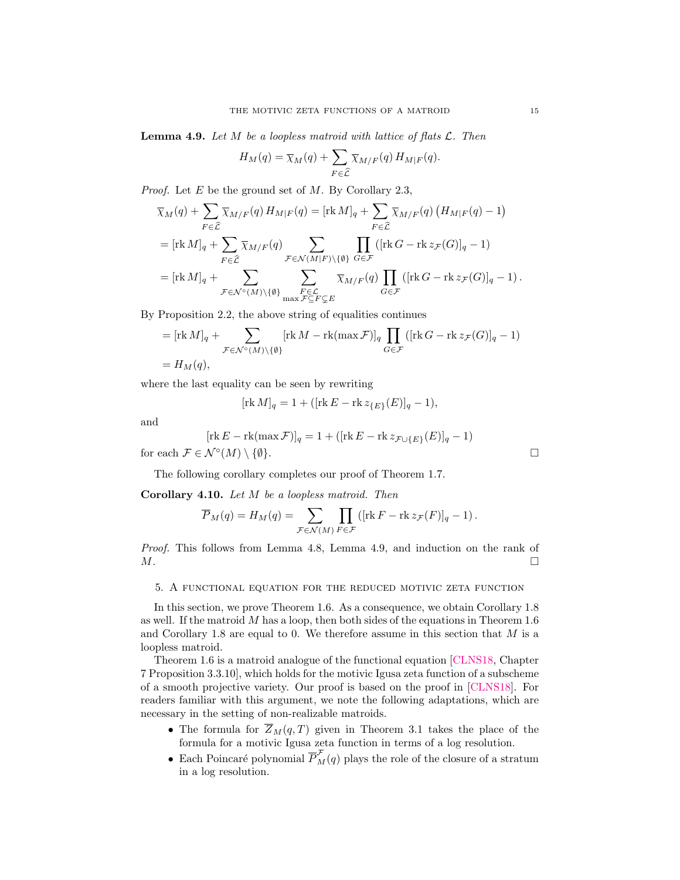**Lemma 4.9.** *Let $M$ be a loopless matroid with lattice of flats $\mathcal{L}$. Then*

$$H_M(q) = \overline{\chi}_M(q) + \sum_{F \in \widehat{\mathcal{L}}} \overline{\chi}_{M/F}(q)\, H_{M|F}(q).$$

*Proof.* Let $E$ be the ground set of $M$. By Corollary 2.3,

$$\begin{aligned}
\overline{\chi}_M(q) + \sum_{F \in \widehat{\mathcal{L}}} \overline{\chi}_{M/F}(q)\, H_{M|F}(q) &= [\operatorname{rk} M]_q + \sum_{F \in \widehat{\mathcal{L}}} \overline{\chi}_{M/F}(q) \left(H_{M|F}(q) - 1\right) \\
&= [\operatorname{rk} M]_q + \sum_{F \in \widehat{\mathcal{L}}} \overline{\chi}_{M/F}(q) \sum_{\mathcal{F} \in \mathcal{N}(M|F) \setminus \{\emptyset\}} \prod_{G \in \mathcal{F}} \left([\operatorname{rk} G - \operatorname{rk} z_{\mathcal{F}}(G)]_q - 1\right) \\
&= [\operatorname{rk} M]_q + \sum_{\mathcal{F} \in \mathcal{N}^\circ(M) \setminus \{\emptyset\}} \sum_{\substack{F \in \mathcal{L} \\ \max \mathcal{F} \subseteq F \subsetneq E}} \overline{\chi}_{M/F}(q) \prod_{G \in \mathcal{F}} \left([\operatorname{rk} G - \operatorname{rk} z_{\mathcal{F}}(G)]_q - 1\right).
\end{aligned}$$

By Proposition 2.2, the above string of equalities continues

$$\begin{aligned}
&= [\operatorname{rk} M]_q + \sum_{\mathcal{F} \in \mathcal{N}^\circ(M) \setminus \{\emptyset\}} [\operatorname{rk} M - \operatorname{rk}(\max \mathcal{F})]_q \prod_{G \in \mathcal{F}} \left([\operatorname{rk} G - \operatorname{rk} z_{\mathcal{F}}(G)]_q - 1\right) \\
&= H_M(q),
\end{aligned}$$

where the last equality can be seen by rewriting

$$[\operatorname{rk} M]_q = 1 + ([\operatorname{rk} E - \operatorname{rk} z_{\{E\}}(E)]_q - 1),$$

and

$$[\operatorname{rk} E - \operatorname{rk}(\max \mathcal{F})]_q = 1 + ([\operatorname{rk} E - \operatorname{rk} z_{\mathcal{F} \cup \{E\}}(E)]_q - 1)$$

for each $\mathcal{F} \in \mathcal{N}^\circ(M) \setminus \{\emptyset\}$. $\square$

The following corollary completes our proof of Theorem 1.7.

**Corollary 4.10.** *Let $M$ be a loopless matroid. Then*

$$\overline{P}_M(q) = H_M(q) = \sum_{\mathcal{F} \in \mathcal{N}(M)} \prod_{F \in \mathcal{F}} \left([\operatorname{rk} F - \operatorname{rk} z_{\mathcal{F}}(F)]_q - 1\right).$$

*Proof.* This follows from Lemma 4.8, Lemma 4.9, and induction on the rank of $M$. $\square$

## 5. A functional equation for the reduced motivic zeta function

In this section, we prove Theorem 1.6. As a consequence, we obtain Corollary 1.8 as well. If the matroid $M$ has a loop, then both sides of the equations in Theorem 1.6 and Corollary 1.8 are equal to 0. We therefore assume in this section that $M$ is a loopless matroid.

Theorem 1.6 is a matroid analogue of the functional equation [CLNS18, Chapter 7 Proposition 3.3.10], which holds for the motivic Igusa zeta function of a subscheme of a smooth projective variety. Our proof is based on the proof in [CLNS18]. For readers familiar with this argument, we note the following adaptations, which are necessary in the setting of non-realizable matroids.

- The formula for $\overline{Z}_M(q, T)$ given in Theorem 3.1 takes the place of the formula for a motivic Igusa zeta function in terms of a log resolution.
- Each Poincaré polynomial $\overline{P}^{\mathcal{F}}_M(q)$ plays the role of the closure of a stratum in a log resolution.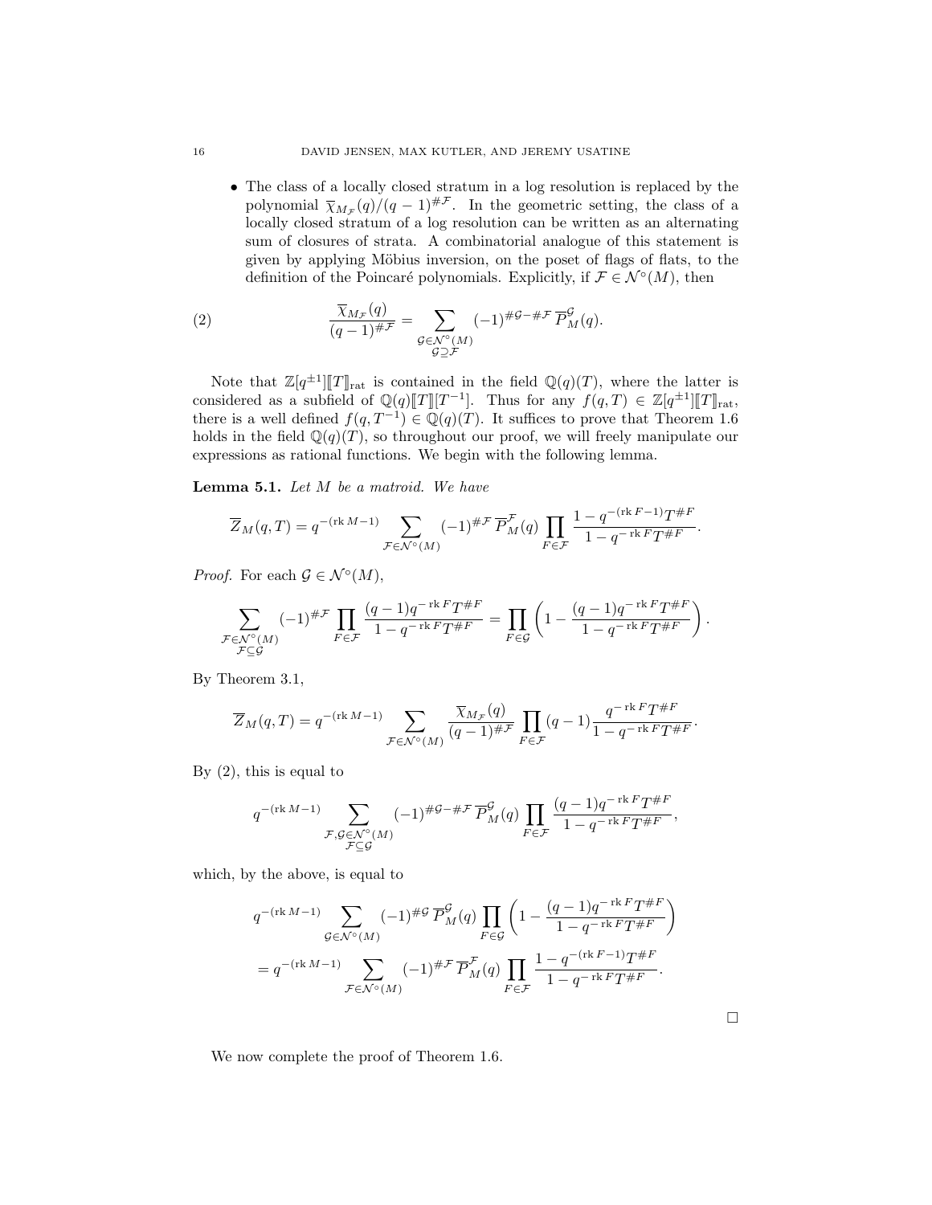- The class of a locally closed stratum in a log resolution is replaced by the polynomial $\overline{\chi}_{M_{\mathcal{F}}}(q)/(q-1)^{\#\mathcal{F}}$. In the geometric setting, the class of a locally closed stratum of a log resolution can be written as an alternating sum of closures of strata. A combinatorial analogue of this statement is given by applying Möbius inversion, on the poset of flags of flats, to the definition of the Poincaré polynomials. Explicitly, if $\mathcal{F} \in \mathcal{N}^\circ(M)$, then

$$\frac{\overline{\chi}_{M_{\mathcal{F}}}(q)}{(q-1)^{\#\mathcal{F}}} = \sum_{\substack{\mathcal{G} \in \mathcal{N}^\circ(M) \\ \mathcal{G} \supseteq \mathcal{F}}} (-1)^{\#\mathcal{G} - \#\mathcal{F}} \, \overline{P}_M^{\mathcal{G}}(q). \tag{2}$$

Note that $\mathbb{Z}[q^{\pm 1}]⟦T⟧_{\mathrm{rat}}$ is contained in the field $\mathbb{Q}(q)(T)$, where the latter is considered as a subfield of $\mathbb{Q}(q)⟦T⟧[T^{-1}]$. Thus for any $f(q,T) \in \mathbb{Z}[q^{\pm 1}]⟦T⟧_{\mathrm{rat}}$, there is a well defined $f(q, T^{-1}) \in \mathbb{Q}(q)(T)$. It suffices to prove that Theorem 1.6 holds in the field $\mathbb{Q}(q)(T)$, so throughout our proof, we will freely manipulate our expressions as rational functions. We begin with the following lemma.

**Lemma 5.1.** *Let $M$ be a matroid. We have*

$$\overline{Z}_M(q,T) = q^{-(\operatorname{rk} M - 1)} \sum_{\mathcal{F} \in \mathcal{N}^\circ(M)} (-1)^{\#\mathcal{F}} \, \overline{P}_M^{\mathcal{F}}(q) \prod_{F \in \mathcal{F}} \frac{1 - q^{-(\operatorname{rk} F - 1)} T^{\# F}}{1 - q^{-\operatorname{rk} F} T^{\# F}}.$$

*Proof.* For each $\mathcal{G} \in \mathcal{N}^\circ(M)$,

$$\sum_{\substack{\mathcal{F} \in \mathcal{N}^\circ(M) \\ \mathcal{F} \subseteq \mathcal{G}}} (-1)^{\#\mathcal{F}} \prod_{F \in \mathcal{F}} \frac{(q-1) q^{-\operatorname{rk} F} T^{\# F}}{1 - q^{-\operatorname{rk} F} T^{\# F}} = \prod_{F \in \mathcal{G}} \left( 1 - \frac{(q-1) q^{-\operatorname{rk} F} T^{\# F}}{1 - q^{-\operatorname{rk} F} T^{\# F}} \right).$$

By Theorem 3.1,

$$\overline{Z}_M(q,T) = q^{-(\operatorname{rk} M - 1)} \sum_{\mathcal{F} \in \mathcal{N}^\circ(M)} \frac{\overline{\chi}_{M_{\mathcal{F}}}(q)}{(q-1)^{\#\mathcal{F}}} \prod_{F \in \mathcal{F}} (q-1) \frac{q^{-\operatorname{rk} F} T^{\# F}}{1 - q^{-\operatorname{rk} F} T^{\# F}}.$$

By (2), this is equal to

$$q^{-(\operatorname{rk} M - 1)} \sum_{\substack{\mathcal{F}, \mathcal{G} \in \mathcal{N}^\circ(M) \\ \mathcal{F} \subseteq \mathcal{G}}} (-1)^{\#\mathcal{G} - \#\mathcal{F}} \, \overline{P}_M^{\mathcal{G}}(q) \prod_{F \in \mathcal{F}} \frac{(q-1) q^{-\operatorname{rk} F} T^{\# F}}{1 - q^{-\operatorname{rk} F} T^{\# F}},$$

which, by the above, is equal to

$$\begin{aligned}
&q^{-(\operatorname{rk} M - 1)} \sum_{\mathcal{G} \in \mathcal{N}^\circ(M)} (-1)^{\#\mathcal{G}} \, \overline{P}_M^{\mathcal{G}}(q) \prod_{F \in \mathcal{G}} \left( 1 - \frac{(q-1) q^{-\operatorname{rk} F} T^{\# F}}{1 - q^{-\operatorname{rk} F} T^{\# F}} \right) \\
&= q^{-(\operatorname{rk} M - 1)} \sum_{\mathcal{F} \in \mathcal{N}^\circ(M)} (-1)^{\#\mathcal{F}} \, \overline{P}_M^{\mathcal{F}}(q) \prod_{F \in \mathcal{F}} \frac{1 - q^{-(\operatorname{rk} F - 1)} T^{\# F}}{1 - q^{-\operatorname{rk} F} T^{\# F}}.
\end{aligned}$$

□

We now complete the proof of Theorem 1.6.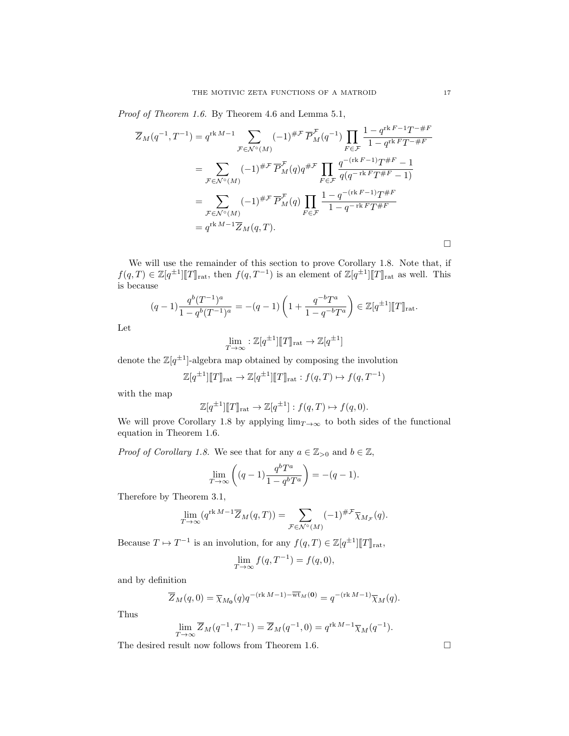*Proof of Theorem 1.6.* By Theorem 4.6 and Lemma 5.1,

$$
\begin{aligned}
\overline{Z}_M(q^{-1}, T^{-1}) &= q^{\operatorname{rk} M - 1} \sum_{\mathcal{F} \in \mathcal{N}^\circ(M)} (-1)^{\#\mathcal{F}}\, \overline{P}_M^{\mathcal{F}}(q^{-1}) \prod_{F \in \mathcal{F}} \frac{1 - q^{\operatorname{rk} F - 1} T^{-\# F}}{1 - q^{\operatorname{rk} F} T^{-\# F}} \\
&= \sum_{\mathcal{F} \in \mathcal{N}^\circ(M)} (-1)^{\#\mathcal{F}}\, \overline{P}_M^{\mathcal{F}}(q) q^{\#\mathcal{F}} \prod_{F \in \mathcal{F}} \frac{q^{-(\operatorname{rk} F - 1)} T^{\# F} - 1}{q(q^{-\operatorname{rk} F} T^{\# F} - 1)} \\
&= \sum_{\mathcal{F} \in \mathcal{N}^\circ(M)} (-1)^{\#\mathcal{F}}\, \overline{P}_M^{\mathcal{F}}(q) \prod_{F \in \mathcal{F}} \frac{1 - q^{-(\operatorname{rk} F - 1)} T^{\# F}}{1 - q^{-\operatorname{rk} F} T^{\# F}} \\
&= q^{\operatorname{rk} M - 1} \overline{Z}_M(q, T).
\end{aligned}
$$

□

We will use the remainder of this section to prove Corollary 1.8. Note that, if $f(q,T) \in \mathbb{Z}[q^{\pm 1}][\![T]\!]_{\mathrm{rat}}$, then $f(q, T^{-1})$ is an element of $\mathbb{Z}[q^{\pm 1}][\![T]\!]_{\mathrm{rat}}$ as well. This is because

$$
(q-1) \frac{q^b (T^{-1})^a}{1 - q^b (T^{-1})^a} = -(q-1)\left(1 + \frac{q^{-b} T^a}{1 - q^{-b} T^a}\right) \in \mathbb{Z}[q^{\pm 1}][\![T]\!]_{\mathrm{rat}}.
$$

Let

$$
\lim_{T \to \infty} : \mathbb{Z}[q^{\pm 1}][\![T]\!]_{\mathrm{rat}} \to \mathbb{Z}[q^{\pm 1}]
$$

denote the $\mathbb{Z}[q^{\pm 1}]$-algebra map obtained by composing the involution

$$
\mathbb{Z}[q^{\pm 1}][\![T]\!]_{\mathrm{rat}} \to \mathbb{Z}[q^{\pm 1}][\![T]\!]_{\mathrm{rat}} : f(q,T) \mapsto f(q, T^{-1})
$$

with the map

$$
\mathbb{Z}[q^{\pm 1}][\![T]\!]_{\mathrm{rat}} \to \mathbb{Z}[q^{\pm 1}] : f(q,T) \mapsto f(q, 0).
$$

We will prove Corollary 1.8 by applying $\lim_{T \to \infty}$ to both sides of the functional equation in Theorem 1.6.

*Proof of Corollary 1.8.* We see that for any $a \in \mathbb{Z}_{>0}$ and $b \in \mathbb{Z}$,

$$
\lim_{T \to \infty} \left( (q-1) \frac{q^b T^a}{1 - q^b T^a} \right) = -(q-1).
$$

Therefore by Theorem 3.1,

$$
\lim_{T \to \infty} (q^{\operatorname{rk} M - 1} \overline{Z}_M(q, T)) = \sum_{\mathcal{F} \in \mathcal{N}^\circ(M)} (-1)^{\#\mathcal{F}} \overline{\chi}_{M_{\mathcal{F}}}(q).
$$

Because $T \mapsto T^{-1}$ is an involution, for any $f(q,T) \in \mathbb{Z}[q^{\pm 1}][\![T]\!]_{\mathrm{rat}}$,

$$
\lim_{T \to \infty} f(q, T^{-1}) = f(q, 0),
$$

and by definition

$$
\overline{Z}_M(q, 0) = \overline{\chi}_{M_{\mathbf{0}}}(q) q^{-(\operatorname{rk} M - 1) - \overline{\mathrm{wt}}_M(\mathbf{0})} = q^{-(\operatorname{rk} M - 1)} \overline{\chi}_M(q).
$$

Thus

$$
\lim_{T \to \infty} \overline{Z}_M(q^{-1}, T^{-1}) = \overline{Z}_M(q^{-1}, 0) = q^{\operatorname{rk} M - 1} \overline{\chi}_M(q^{-1}).
$$

The desired result now follows from Theorem 1.6. □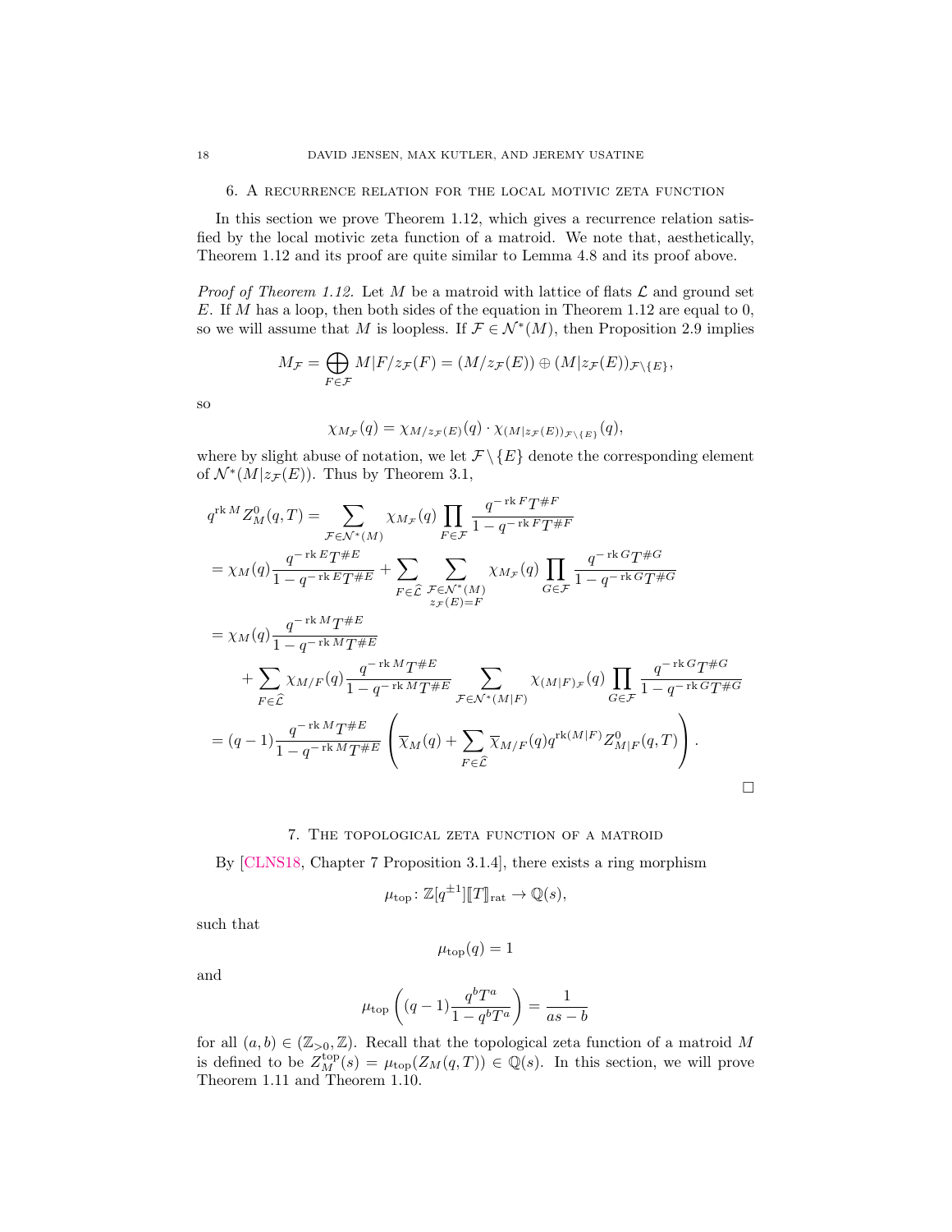## 6. A recurrence relation for the local motivic zeta function

In this section we prove Theorem 1.12, which gives a recurrence relation satisfied by the local motivic zeta function of a matroid. We note that, aesthetically, Theorem 1.12 and its proof are quite similar to Lemma 4.8 and its proof above.

*Proof of Theorem 1.12.* Let $M$ be a matroid with lattice of flats $\mathcal{L}$ and ground set $E$. If $M$ has a loop, then both sides of the equation in Theorem 1.12 are equal to 0, so we will assume that $M$ is loopless. If $\mathcal{F} \in \mathcal{N}^*(M)$, then Proposition 2.9 implies

$$M_{\mathcal{F}} = \bigoplus_{F \in \mathcal{F}} M|F/z_{\mathcal{F}}(F) = (M/z_{\mathcal{F}}(E)) \oplus (M|z_{\mathcal{F}}(E))_{\mathcal{F}\setminus\{E\}},$$

so

$$\chi_{M_{\mathcal{F}}}(q) = \chi_{M/z_{\mathcal{F}}(E)}(q) \cdot \chi_{(M|z_{\mathcal{F}}(E))_{\mathcal{F}\setminus\{E\}}}(q),$$

where by slight abuse of notation, we let $\mathcal{F}\setminus\{E\}$ denote the corresponding element of $\mathcal{N}^*(M|z_{\mathcal{F}}(E))$. Thus by Theorem 3.1,

$$\begin{aligned}
q^{\operatorname{rk} M} Z^0_M(q,T) &= \sum_{\mathcal{F}\in\mathcal{N}^*(M)} \chi_{M_{\mathcal{F}}}(q) \prod_{F\in\mathcal{F}} \frac{q^{-\operatorname{rk} F}T^{\#F}}{1-q^{-\operatorname{rk} F}T^{\#F}} \\
&= \chi_M(q)\frac{q^{-\operatorname{rk} E}T^{\#E}}{1-q^{-\operatorname{rk} E}T^{\#E}} + \sum_{F\in\widehat{\mathcal{L}}} \sum_{\substack{\mathcal{F}\in\mathcal{N}^*(M)\\ z_{\mathcal{F}}(E)=F}} \chi_{M_{\mathcal{F}}}(q) \prod_{G\in\mathcal{F}} \frac{q^{-\operatorname{rk} G}T^{\#G}}{1-q^{-\operatorname{rk} G}T^{\#G}} \\
&= \chi_M(q)\frac{q^{-\operatorname{rk} M}T^{\#E}}{1-q^{-\operatorname{rk} M}T^{\#E}} \\
&\quad + \sum_{F\in\widehat{\mathcal{L}}} \chi_{M/F}(q)\frac{q^{-\operatorname{rk} M}T^{\#E}}{1-q^{-\operatorname{rk} M}T^{\#E}} \sum_{\mathcal{F}\in\mathcal{N}^*(M|F)} \chi_{(M|F)_{\mathcal{F}}}(q) \prod_{G\in\mathcal{F}} \frac{q^{-\operatorname{rk} G}T^{\#G}}{1-q^{-\operatorname{rk} G}T^{\#G}} \\
&= (q-1)\frac{q^{-\operatorname{rk} M}T^{\#E}}{1-q^{-\operatorname{rk} M}T^{\#E}} \left( \overline{\chi}_M(q) + \sum_{F\in\widehat{\mathcal{L}}} \overline{\chi}_{M/F}(q) q^{\operatorname{rk}(M|F)} Z^0_{M|F}(q,T) \right).
\end{aligned}$$

□

## 7. The topological zeta function of a matroid

By [CLNS18, Chapter 7 Proposition 3.1.4], there exists a ring morphism

$$\mu_{\mathrm{top}} \colon \mathbb{Z}[q^{\pm 1}][\![T]\!]_{\mathrm{rat}} \to \mathbb{Q}(s),$$

such that

$$\mu_{\mathrm{top}}(q) = 1$$

and

$$\mu_{\mathrm{top}}\left((q-1)\frac{q^bT^a}{1-q^bT^a}\right) = \frac{1}{as-b}$$

for all $(a,b) \in (\mathbb{Z}_{>0}, \mathbb{Z})$. Recall that the topological zeta function of a matroid $M$ is defined to be $Z^{\mathrm{top}}_M(s) = \mu_{\mathrm{top}}(Z_M(q,T)) \in \mathbb{Q}(s)$. In this section, we will prove Theorem 1.11 and Theorem 1.10.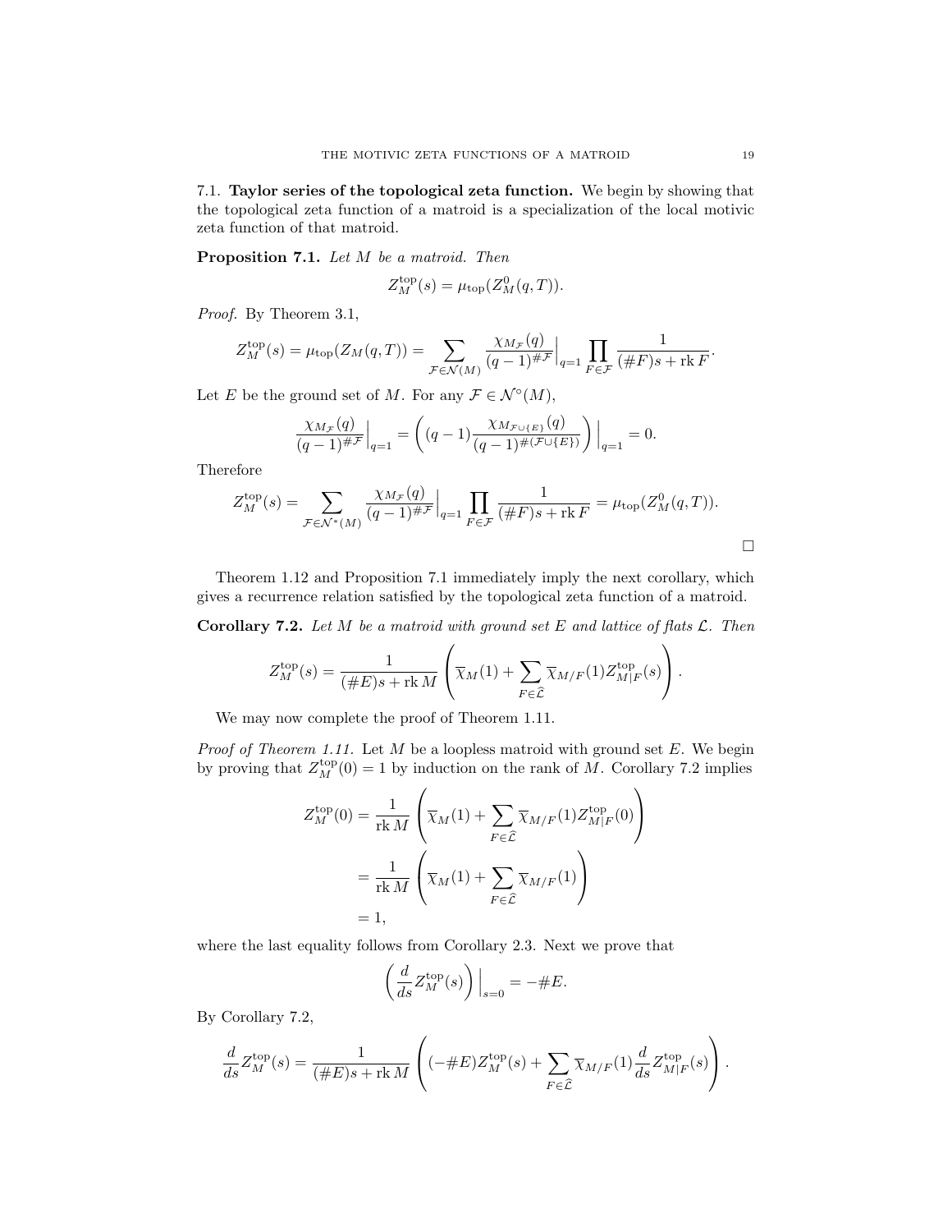### 7.1. **Taylor series of the topological zeta function.**

We begin by showing that the topological zeta function of a matroid is a specialization of the local motivic zeta function of that matroid.

**Proposition 7.1.** *Let $M$ be a matroid. Then*

$$Z_M^{\mathrm{top}}(s) = \mu_{\mathrm{top}}(Z_M^0(q,T)).$$

*Proof.* By Theorem 3.1,

$$Z_M^{\mathrm{top}}(s) = \mu_{\mathrm{top}}(Z_M(q,T)) = \sum_{\mathcal{F} \in \mathcal{N}(M)} \frac{\chi_{M_{\mathcal{F}}}(q)}{(q-1)^{\#\mathcal{F}}}\Big|_{q=1} \prod_{F \in \mathcal{F}} \frac{1}{(\#F)s + \operatorname{rk} F}.$$

Let $E$ be the ground set of $M$. For any $\mathcal{F} \in \mathcal{N}^{\circ}(M)$,

$$\frac{\chi_{M_{\mathcal{F}}}(q)}{(q-1)^{\#\mathcal{F}}}\Big|_{q=1} = \left( (q-1)\frac{\chi_{M_{\mathcal{F}\cup\{E\}}}(q)}{(q-1)^{\#(\mathcal{F}\cup\{E\})}} \right)\Big|_{q=1} = 0.$$

Therefore

$$Z_M^{\mathrm{top}}(s) = \sum_{\mathcal{F} \in \mathcal{N}^*(M)} \frac{\chi_{M_{\mathcal{F}}}(q)}{(q-1)^{\#\mathcal{F}}}\Big|_{q=1} \prod_{F \in \mathcal{F}} \frac{1}{(\#F)s + \operatorname{rk} F} = \mu_{\mathrm{top}}(Z_M^0(q,T)).$$

□

Theorem 1.12 and Proposition 7.1 immediately imply the next corollary, which gives a recurrence relation satisfied by the topological zeta function of a matroid.

**Corollary 7.2.** *Let $M$ be a matroid with ground set $E$ and lattice of flats $\mathcal{L}$. Then*

$$Z_M^{\mathrm{top}}(s) = \frac{1}{(\#E)s + \operatorname{rk} M}\left( \overline{\chi}_M(1) + \sum_{F \in \widehat{\mathcal{L}}} \overline{\chi}_{M/F}(1) Z_{M|F}^{\mathrm{top}}(s) \right).$$

We may now complete the proof of Theorem 1.11.

*Proof of Theorem 1.11.* Let $M$ be a loopless matroid with ground set $E$. We begin by proving that $Z_M^{\mathrm{top}}(0) = 1$ by induction on the rank of $M$. Corollary 7.2 implies

$$\begin{aligned}
Z_M^{\mathrm{top}}(0) &= \frac{1}{\operatorname{rk} M}\left( \overline{\chi}_M(1) + \sum_{F \in \widehat{\mathcal{L}}} \overline{\chi}_{M/F}(1) Z_{M|F}^{\mathrm{top}}(0) \right) \\
&= \frac{1}{\operatorname{rk} M}\left( \overline{\chi}_M(1) + \sum_{F \in \widehat{\mathcal{L}}} \overline{\chi}_{M/F}(1) \right) \\
&= 1,
\end{aligned}$$

where the last equality follows from Corollary 2.3. Next we prove that

$$\left( \frac{d}{ds} Z_M^{\mathrm{top}}(s) \right)\Big|_{s=0} = -\#E.$$

By Corollary 7.2,

$$\frac{d}{ds} Z_M^{\mathrm{top}}(s) = \frac{1}{(\#E)s + \operatorname{rk} M}\left( (-\#E) Z_M^{\mathrm{top}}(s) + \sum_{F \in \widehat{\mathcal{L}}} \overline{\chi}_{M/F}(1) \frac{d}{ds} Z_{M|F}^{\mathrm{top}}(s) \right).$$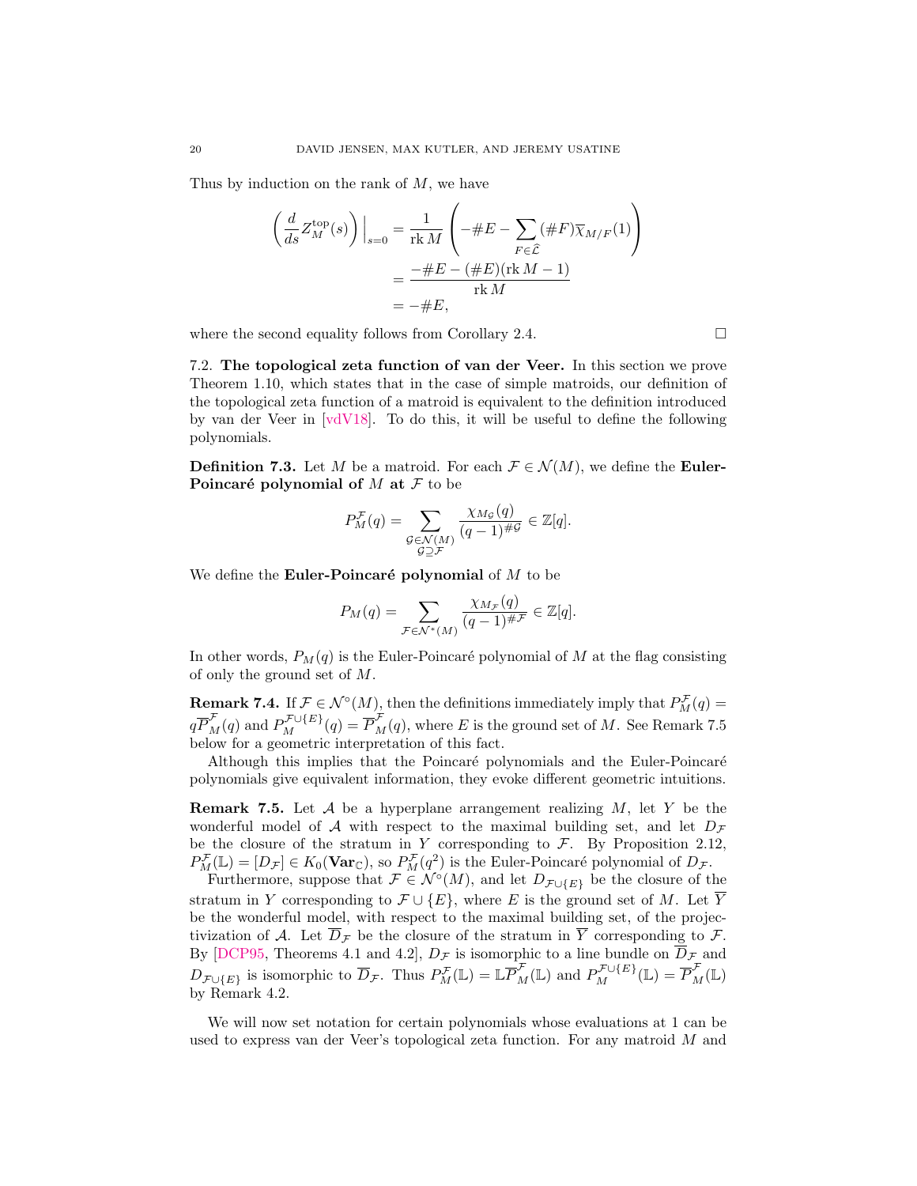Thus by induction on the rank of $M$, we have

$$\left(\frac{d}{ds} Z_M^{\mathrm{top}}(s)\right)\Big|_{s=0} = \frac{1}{\operatorname{rk} M}\left(-\#E - \sum_{F \in \widehat{\mathcal{L}}} (\#F)\overline{\chi}_{M/F}(1)\right)$$
$$= \frac{-\#E - (\#E)(\operatorname{rk} M - 1)}{\operatorname{rk} M}$$
$$= -\#E,$$

where the second equality follows from Corollary 2.4. □

7.2. **The topological zeta function of van der Veer.** In this section we prove Theorem 1.10, which states that in the case of simple matroids, our definition of the topological zeta function of a matroid is equivalent to the definition introduced by van der Veer in [vdV18]. To do this, it will be useful to define the following polynomials.

**Definition 7.3.** Let $M$ be a matroid. For each $\mathcal{F} \in \mathcal{N}(M)$, we define the **Euler-Poincaré polynomial of** $M$ **at** $\mathcal{F}$ to be

$$P_M^{\mathcal{F}}(q) = \sum_{\substack{\mathcal{G} \in \mathcal{N}(M) \\ \mathcal{G} \supseteq \mathcal{F}}} \frac{\chi_{M_{\mathcal{G}}}(q)}{(q-1)^{\#\mathcal{G}}} \in \mathbb{Z}[q].$$

We define the **Euler-Poincaré polynomial** of $M$ to be

$$P_M(q) = \sum_{\mathcal{F} \in \mathcal{N}^*(M)} \frac{\chi_{M_{\mathcal{F}}}(q)}{(q-1)^{\#\mathcal{F}}} \in \mathbb{Z}[q].$$

In other words, $P_M(q)$ is the Euler-Poincaré polynomial of $M$ at the flag consisting of only the ground set of $M$.

**Remark 7.4.** If $\mathcal{F} \in \mathcal{N}^\circ(M)$, then the definitions immediately imply that $P_M^{\mathcal{F}}(q) = q\overline{P}_M^{\mathcal{F}}(q)$ and $P_M^{\mathcal{F}\cup\{E\}}(q) = \overline{P}_M^{\mathcal{F}}(q)$, where $E$ is the ground set of $M$. See Remark 7.5 below for a geometric interpretation of this fact.

Although this implies that the Poincaré polynomials and the Euler-Poincaré polynomials give equivalent information, they evoke different geometric intuitions.

**Remark 7.5.** Let $\mathcal{A}$ be a hyperplane arrangement realizing $M$, let $Y$ be the wonderful model of $\mathcal{A}$ with respect to the maximal building set, and let $D_{\mathcal{F}}$ be the closure of the stratum in $Y$ corresponding to $\mathcal{F}$. By Proposition 2.12, $P_M^{\mathcal{F}}(\mathbb{L}) = [D_{\mathcal{F}}] \in K_0(\mathbf{Var}_{\mathbb{C}})$, so $P_M^{\mathcal{F}}(q^2)$ is the Euler-Poincaré polynomial of $D_{\mathcal{F}}$.

Furthermore, suppose that $\mathcal{F} \in \mathcal{N}^\circ(M)$, and let $D_{\mathcal{F}\cup\{E\}}$ be the closure of the stratum in $Y$ corresponding to $\mathcal{F} \cup \{E\}$, where $E$ is the ground set of $M$. Let $\overline{Y}$ be the wonderful model, with respect to the maximal building set, of the projectivization of $\mathcal{A}$. Let $\overline{D}_{\mathcal{F}}$ be the closure of the stratum in $\overline{Y}$ corresponding to $\mathcal{F}$. By [DCP95, Theorems 4.1 and 4.2], $D_{\mathcal{F}}$ is isomorphic to a line bundle on $\overline{D}_{\mathcal{F}}$ and $D_{\mathcal{F}\cup\{E\}}$ is isomorphic to $\overline{D}_{\mathcal{F}}$. Thus $P_M^{\mathcal{F}}(\mathbb{L}) = \mathbb{L}\overline{P}_M^{\mathcal{F}}(\mathbb{L})$ and $P_M^{\mathcal{F}\cup\{E\}}(\mathbb{L}) = \overline{P}_M^{\mathcal{F}}(\mathbb{L})$ by Remark 4.2.

We will now set notation for certain polynomials whose evaluations at 1 can be used to express van der Veer's topological zeta function. For any matroid $M$ and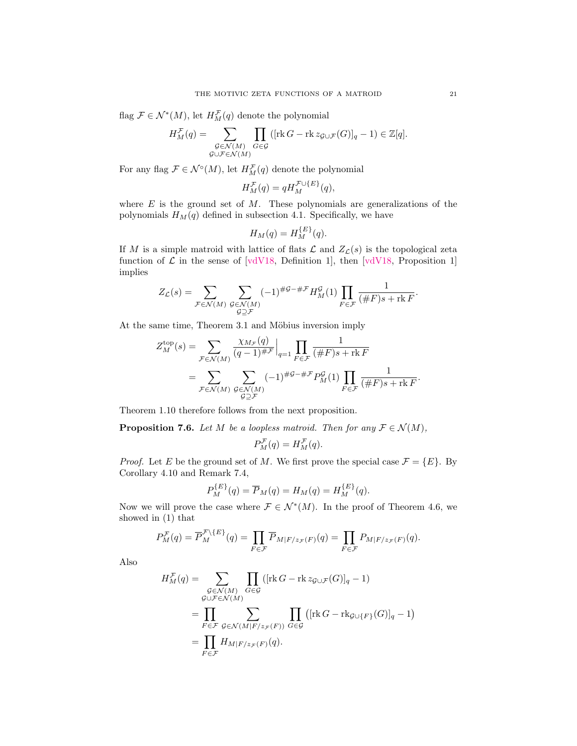flag $\mathcal{F} \in \mathcal{N}^*(M)$, let $H_M^{\mathcal{F}}(q)$ denote the polynomial

$$H_M^{\mathcal{F}}(q) = \sum_{\substack{\mathcal{G} \in \mathcal{N}(M) \\ \mathcal{G} \cup \mathcal{F} \in \mathcal{N}(M)}} \prod_{G \in \mathcal{G}} ([\operatorname{rk} G - \operatorname{rk} z_{\mathcal{G} \cup \mathcal{F}}(G)]_q - 1) \in \mathbb{Z}[q].$$

For any flag $\mathcal{F} \in \mathcal{N}^\circ(M)$, let $H_M^{\mathcal{F}}(q)$ denote the polynomial

$$H_M^{\mathcal{F}}(q) = q H_M^{\mathcal{F} \cup \{E\}}(q),$$

where $E$ is the ground set of $M$. These polynomials are generalizations of the polynomials $H_M(q)$ defined in subsection 4.1. Specifically, we have

$$H_M(q) = H_M^{\{E\}}(q).$$

If $M$ is a simple matroid with lattice of flats $\mathcal{L}$ and $Z_{\mathcal{L}}(s)$ is the topological zeta function of $\mathcal{L}$ in the sense of [vdV18, Definition 1], then [vdV18, Proposition 1] implies

$$Z_{\mathcal{L}}(s) = \sum_{\mathcal{F} \in \mathcal{N}(M)} \sum_{\substack{\mathcal{G} \in \mathcal{N}(M) \\ \mathcal{G} \supseteq \mathcal{F}}} (-1)^{\#\mathcal{G} - \#\mathcal{F}} H_M^{\mathcal{G}}(1) \prod_{F \in \mathcal{F}} \frac{1}{(\#F)s + \operatorname{rk} F}.$$

At the same time, Theorem 3.1 and Möbius inversion imply

$$\begin{aligned}
Z_M^{\mathrm{top}}(s) &= \sum_{\mathcal{F} \in \mathcal{N}(M)} \frac{\chi_{M_{\mathcal{F}}}(q)}{(q-1)^{\#\mathcal{F}}}\Big|_{q=1} \prod_{F \in \mathcal{F}} \frac{1}{(\#F)s + \operatorname{rk} F} \\
&= \sum_{\mathcal{F} \in \mathcal{N}(M)} \sum_{\substack{\mathcal{G} \in \mathcal{N}(M) \\ \mathcal{G} \supseteq \mathcal{F}}} (-1)^{\#\mathcal{G} - \#\mathcal{F}} P_M^{\mathcal{G}}(1) \prod_{F \in \mathcal{F}} \frac{1}{(\#F)s + \operatorname{rk} F}.
\end{aligned}$$

Theorem 1.10 therefore follows from the next proposition.

**Proposition 7.6.** *Let $M$ be a loopless matroid. Then for any $\mathcal{F} \in \mathcal{N}(M)$,*

$$P_M^{\mathcal{F}}(q) = H_M^{\mathcal{F}}(q).$$

*Proof.* Let $E$ be the ground set of $M$. We first prove the special case $\mathcal{F} = \{E\}$. By Corollary 4.10 and Remark 7.4,

$$P_M^{\{E\}}(q) = \overline{P}_M(q) = H_M(q) = H_M^{\{E\}}(q).$$

Now we will prove the case where $\mathcal{F} \in \mathcal{N}^*(M)$. In the proof of Theorem 4.6, we showed in (1) that

$$P_M^{\mathcal{F}}(q) = \overline{P}_M^{\mathcal{F} \setminus \{E\}}(q) = \prod_{F \in \mathcal{F}} \overline{P}_{M|F/z_{\mathcal{F}}(F)}(q) = \prod_{F \in \mathcal{F}} P_{M|F/z_{\mathcal{F}}(F)}(q).$$

Also

$$\begin{aligned}
H_M^{\mathcal{F}}(q) &= \sum_{\substack{\mathcal{G} \in \mathcal{N}(M) \\ \mathcal{G} \cup \mathcal{F} \in \mathcal{N}(M)}} \prod_{G \in \mathcal{G}} ([\operatorname{rk} G - \operatorname{rk} z_{\mathcal{G} \cup \mathcal{F}}(G)]_q - 1) \\
&= \prod_{F \in \mathcal{F}} \sum_{\mathcal{G} \in \mathcal{N}(M|F/z_{\mathcal{F}}(F))} \prod_{G \in \mathcal{G}} \left([\operatorname{rk} G - \operatorname{rk}_{\mathcal{G} \cup \{F\}}(G)]_q - 1\right) \\
&= \prod_{F \in \mathcal{F}} H_{M|F/z_{\mathcal{F}}(F)}(q).
\end{aligned}$$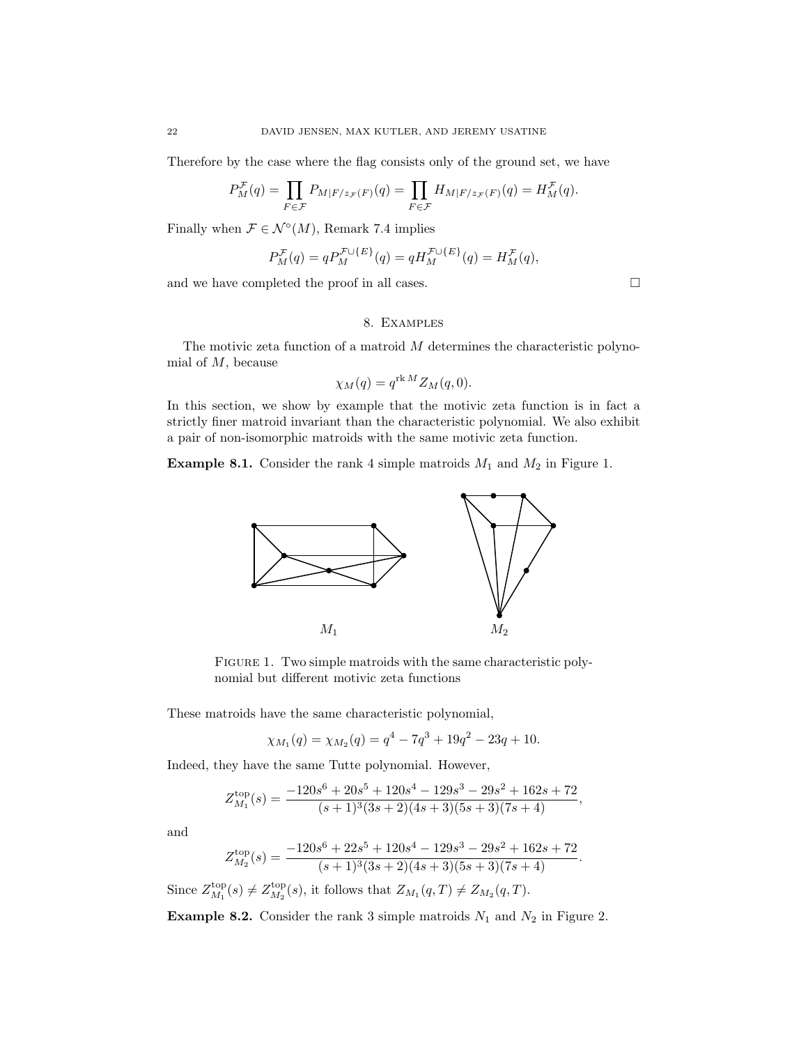Therefore by the case where the flag consists only of the ground set, we have

$$P_M^{\mathcal{F}}(q) = \prod_{F \in \mathcal{F}} P_{M|F/z_{\mathcal{F}}(F)}(q) = \prod_{F \in \mathcal{F}} H_{M|F/z_{\mathcal{F}}(F)}(q) = H_M^{\mathcal{F}}(q).$$

Finally when $\mathcal{F} \in \mathcal{N}^\circ(M)$, Remark 7.4 implies

$$P_M^{\mathcal{F}}(q) = qP_M^{\mathcal{F}\cup\{E\}}(q) = qH_M^{\mathcal{F}\cup\{E\}}(q) = H_M^{\mathcal{F}}(q),$$

and we have completed the proof in all cases. □

## 8. Examples

The motivic zeta function of a matroid $M$ determines the characteristic polynomial of $M$, because

$$\chi_M(q) = q^{\operatorname{rk} M} Z_M(q, 0).$$

In this section, we show by example that the motivic zeta function is in fact a strictly finer matroid invariant than the characteristic polynomial. We also exhibit a pair of non-isomorphic matroids with the same motivic zeta function.

**Example 8.1.** Consider the rank 4 simple matroids $M_1$ and $M_2$ in Figure 1.

$M_1$ $M_2$

Figure 1. Two simple matroids with the same characteristic polynomial but different motivic zeta functions

These matroids have the same characteristic polynomial,

$$\chi_{M_1}(q) = \chi_{M_2}(q) = q^4 - 7q^3 + 19q^2 - 23q + 10.$$

Indeed, they have the same Tutte polynomial. However,

$$Z_{M_1}^{\mathrm{top}}(s) = \frac{-120s^6 + 20s^5 + 120s^4 - 129s^3 - 29s^2 + 162s + 72}{(s+1)^3(3s+2)(4s+3)(5s+3)(7s+4)},$$

and

$$Z_{M_2}^{\mathrm{top}}(s) = \frac{-120s^6 + 22s^5 + 120s^4 - 129s^3 - 29s^2 + 162s + 72}{(s+1)^3(3s+2)(4s+3)(5s+3)(7s+4)}.$$

Since $Z_{M_1}^{\mathrm{top}}(s) \neq Z_{M_2}^{\mathrm{top}}(s)$, it follows that $Z_{M_1}(q,T) \neq Z_{M_2}(q,T)$.

**Example 8.2.** Consider the rank 3 simple matroids $N_1$ and $N_2$ in Figure 2.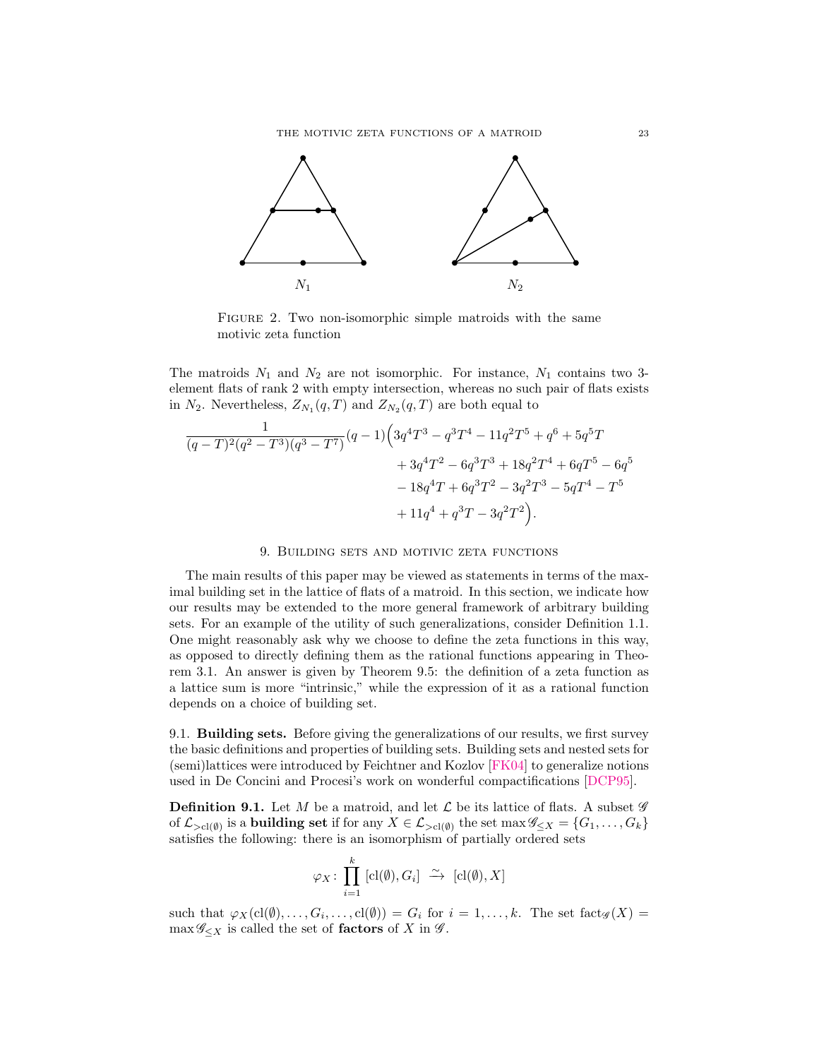$N_1$ $N_2$

FIGURE 2. Two non-isomorphic simple matroids with the same motivic zeta function

The matroids $N_1$ and $N_2$ are not isomorphic. For instance, $N_1$ contains two 3-element flats of rank 2 with empty intersection, whereas no such pair of flats exists in $N_2$. Nevertheless, $Z_{N_1}(q,T)$ and $Z_{N_2}(q,T)$ are both equal to

$$\frac{1}{(q-T)^2(q^2-T^3)(q^3-T^7)}(q-1)\Big(3q^4T^3 - q^3T^4 - 11q^2T^5 + q^6 + 5q^5T + 3q^4T^2 - 6q^3T^3 + 18q^2T^4 + 6qT^5 - 6q^5 - 18q^4T + 6q^3T^2 - 3q^2T^3 - 5qT^4 - T^5 + 11q^4 + q^3T - 3q^2T^2\Big).$$

## 9. Building sets and motivic zeta functions

The main results of this paper may be viewed as statements in terms of the maximal building set in the lattice of flats of a matroid. In this section, we indicate how our results may be extended to the more general framework of arbitrary building sets. For an example of the utility of such generalizations, consider Definition 1.1. One might reasonably ask why we choose to define the zeta functions in this way, as opposed to directly defining them as the rational functions appearing in Theorem 3.1. An answer is given by Theorem 9.5: the definition of a zeta function as a lattice sum is more "intrinsic," while the expression of it as a rational function depends on a choice of building set.

9.1. **Building sets.** Before giving the generalizations of our results, we first survey the basic definitions and properties of building sets. Building sets and nested sets for (semi)lattices were introduced by Feichtner and Kozlov [FK04] to generalize notions used in De Concini and Procesi's work on wonderful compactifications [DCP95].

**Definition 9.1.** Let $M$ be a matroid, and let $\mathcal{L}$ be its lattice of flats. A subset $\mathscr{G}$ of $\mathcal{L}_{>\mathrm{cl}(\emptyset)}$ is a **building set** if for any $X \in \mathcal{L}_{>\mathrm{cl}(\emptyset)}$ the set $\max \mathscr{G}_{\leq X} = \{G_1, \ldots, G_k\}$ satisfies the following: there is an isomorphism of partially ordered sets

$$\varphi_X \colon \prod_{i=1}^{k} [\mathrm{cl}(\emptyset), G_i] \ \xrightarrow{\sim}\ [\mathrm{cl}(\emptyset), X]$$

such that $\varphi_X(\mathrm{cl}(\emptyset), \ldots, G_i, \ldots, \mathrm{cl}(\emptyset)) = G_i$ for $i = 1, \ldots, k$. The set $\mathrm{fact}_{\mathscr{G}}(X) = \max \mathscr{G}_{\leq X}$ is called the set of **factors** of $X$ in $\mathscr{G}$.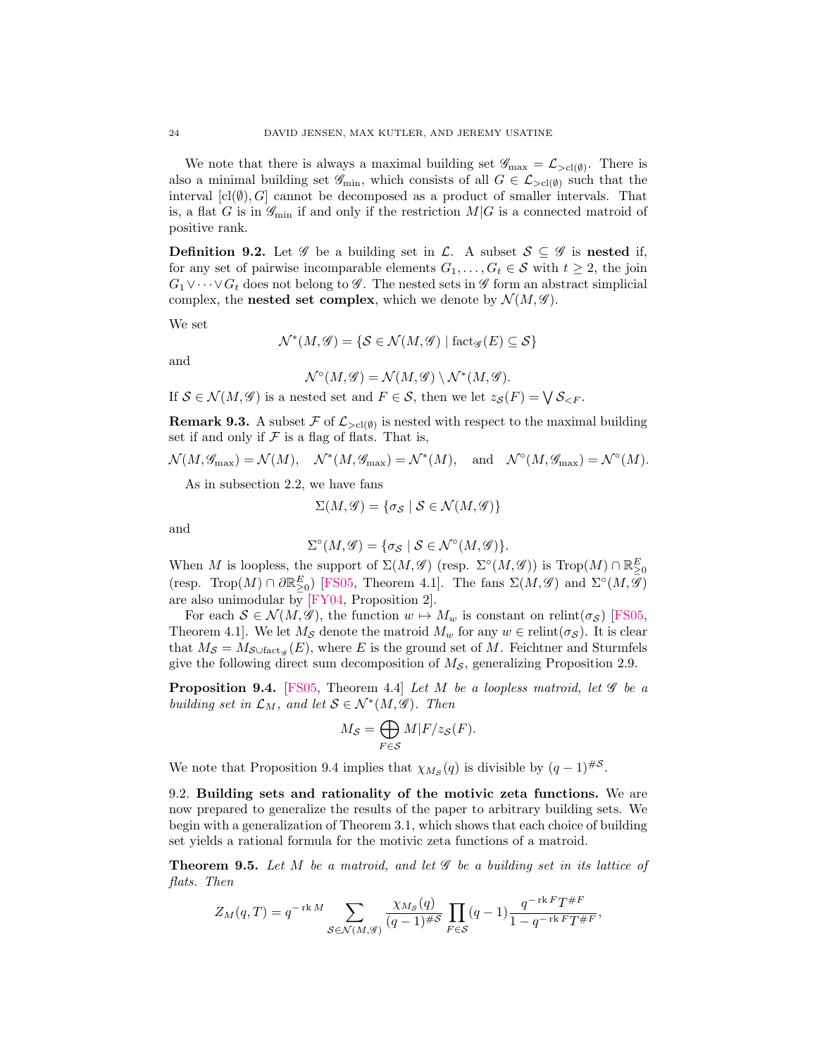We note that there is always a maximal building set $\mathscr{G}_{\max} = \mathcal{L}_{>\mathrm{cl}(\emptyset)}$. There is also a minimal building set $\mathscr{G}_{\min}$, which consists of all $G \in \mathcal{L}_{>\mathrm{cl}(\emptyset)}$ such that the interval $[\mathrm{cl}(\emptyset), G]$ cannot be decomposed as a product of smaller intervals. That is, a flat $G$ is in $\mathscr{G}_{\min}$ if and only if the restriction $M|G$ is a connected matroid of positive rank.

**Definition 9.2.** Let $\mathscr{G}$ be a building set in $\mathcal{L}$. A subset $\mathcal{S} \subseteq \mathscr{G}$ is **nested** if, for any set of pairwise incomparable elements $G_1, \dots, G_t \in \mathcal{S}$ with $t \geq 2$, the join $G_1 \vee \cdots \vee G_t$ does not belong to $\mathscr{G}$. The nested sets in $\mathscr{G}$ form an abstract simplicial complex, the **nested set complex**, which we denote by $\mathcal{N}(M, \mathscr{G})$.

We set

$$\mathcal{N}^*(M, \mathscr{G}) = \{\mathcal{S} \in \mathcal{N}(M, \mathscr{G}) \mid \mathrm{fact}_{\mathscr{G}}(E) \subseteq \mathcal{S}\}$$

and

$$\mathcal{N}^\circ(M, \mathscr{G}) = \mathcal{N}(M, \mathscr{G}) \setminus \mathcal{N}^*(M, \mathscr{G}).$$

If $\mathcal{S} \in \mathcal{N}(M, \mathscr{G})$ is a nested set and $F \in \mathcal{S}$, then we let $z_{\mathcal{S}}(F) = \bigvee \mathcal{S}_{<F}$.

**Remark 9.3.** A subset $\mathcal{F}$ of $\mathcal{L}_{>\mathrm{cl}(\emptyset)}$ is nested with respect to the maximal building set if and only if $\mathcal{F}$ is a flag of flats. That is,

$$\mathcal{N}(M, \mathscr{G}_{\max}) = \mathcal{N}(M), \quad \mathcal{N}^*(M, \mathscr{G}_{\max}) = \mathcal{N}^*(M), \quad \text{and} \quad \mathcal{N}^\circ(M, \mathscr{G}_{\max}) = \mathcal{N}^\circ(M).$$

As in subsection 2.2, we have fans

$$\Sigma(M, \mathscr{G}) = \{\sigma_{\mathcal{S}} \mid \mathcal{S} \in \mathcal{N}(M, \mathscr{G})\}$$

and

$$\Sigma^\circ(M, \mathscr{G}) = \{\sigma_{\mathcal{S}} \mid \mathcal{S} \in \mathcal{N}^\circ(M, \mathscr{G})\}.$$

When $M$ is loopless, the support of $\Sigma(M, \mathscr{G})$ (resp. $\Sigma^\circ(M, \mathscr{G})$) is $\mathrm{Trop}(M) \cap \mathbb{R}^E_{\geq 0}$ (resp. $\mathrm{Trop}(M) \cap \partial\mathbb{R}^E_{\geq 0}$) [FS05, Theorem 4.1]. The fans $\Sigma(M, \mathscr{G})$ and $\Sigma^\circ(M, \mathscr{G})$ are also unimodular by [FY04, Proposition 2].

For each $\mathcal{S} \in \mathcal{N}(M, \mathscr{G})$, the function $w \mapsto M_w$ is constant on $\mathrm{relint}(\sigma_{\mathcal{S}})$ [FS05, Theorem 4.1]. We let $M_{\mathcal{S}}$ denote the matroid $M_w$ for any $w \in \mathrm{relint}(\sigma_{\mathcal{S}})$. It is clear that $M_{\mathcal{S}} = M_{\mathcal{S} \cup \mathrm{fact}_{\mathscr{G}}}(E)$, where $E$ is the ground set of $M$. Feichtner and Sturmfels give the following direct sum decomposition of $M_{\mathcal{S}}$, generalizing Proposition 2.9.

**Proposition 9.4.** [FS05, Theorem 4.4] *Let $M$ be a loopless matroid, let $\mathscr{G}$ be a building set in $\mathcal{L}_M$, and let $\mathcal{S} \in \mathcal{N}^*(M, \mathscr{G})$. Then*

$$M_{\mathcal{S}} = \bigoplus_{F \in \mathcal{S}} M|F/z_{\mathcal{S}}(F).$$

We note that Proposition 9.4 implies that $\chi_{M_{\mathcal{S}}}(q)$ is divisible by $(q-1)^{\#\mathcal{S}}$.

## 9.2. Building sets and rationality of the motivic zeta functions.

We are now prepared to generalize the results of the paper to arbitrary building sets. We begin with a generalization of Theorem 3.1, which shows that each choice of building set yields a rational formula for the motivic zeta functions of a matroid.

**Theorem 9.5.** *Let $M$ be a matroid, and let $\mathscr{G}$ be a building set in its lattice of flats. Then*

$$Z_M(q, T) = q^{-\mathrm{rk}\, M} \sum_{\mathcal{S} \in \mathcal{N}(M, \mathscr{G})} \frac{\chi_{M_{\mathcal{S}}}(q)}{(q-1)^{\#\mathcal{S}}} \prod_{F \in \mathcal{S}} (q-1) \frac{q^{-\mathrm{rk}\, F} T^{\#F}}{1 - q^{-\mathrm{rk}\, F} T^{\#F}},$$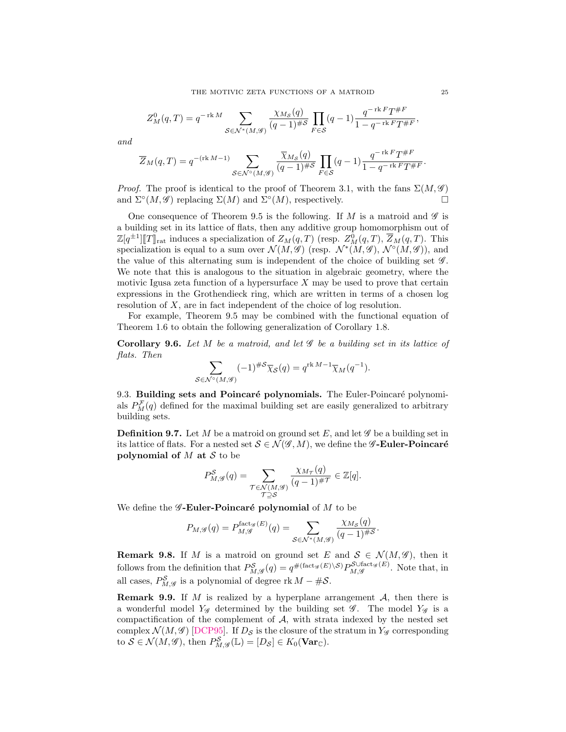$$Z^0_M(q,T) = q^{-\operatorname{rk} M} \sum_{\mathcal{S} \in \mathcal{N}^*(M,\mathscr{G})} \frac{\chi_{M_{\mathcal{S}}}(q)}{(q-1)^{\#\mathcal{S}}} \prod_{F \in \mathcal{S}} (q-1) \frac{q^{-\operatorname{rk} F} T^{\# F}}{1 - q^{-\operatorname{rk} F} T^{\# F}},$$

*and*

$$\overline{Z}_M(q,T) = q^{-(\operatorname{rk} M - 1)} \sum_{\mathcal{S} \in \mathcal{N}^\circ(M,\mathscr{G})} \frac{\overline{\chi}_{M_{\mathcal{S}}}(q)}{(q-1)^{\#\mathcal{S}}} \prod_{F \in \mathcal{S}} (q-1) \frac{q^{-\operatorname{rk} F} T^{\# F}}{1 - q^{-\operatorname{rk} F} T^{\# F}}.$$

*Proof.* The proof is identical to the proof of Theorem 3.1, with the fans $\Sigma(M,\mathscr{G})$ and $\Sigma^\circ(M,\mathscr{G})$ replacing $\Sigma(M)$ and $\Sigma^\circ(M)$, respectively. □

One consequence of Theorem 9.5 is the following. If $M$ is a matroid and $\mathscr{G}$ is a building set in its lattice of flats, then any additive group homomorphism out of $\mathbb{Z}[q^{\pm 1}][\![T]\!]_{\mathrm{rat}}$ induces a specialization of $Z_M(q,T)$ (resp. $Z^0_M(q,T)$, $\overline{Z}_M(q,T)$. This specialization is equal to a sum over $\mathcal{N}(M,\mathscr{G})$ (resp. $\mathcal{N}^*(M,\mathscr{G})$, $\mathcal{N}^\circ(M,\mathscr{G})$), and the value of this alternating sum is independent of the choice of building set $\mathscr{G}$. We note that this is analogous to the situation in algebraic geometry, where the motivic Igusa zeta function of a hypersurface $X$ may be used to prove that certain expressions in the Grothendieck ring, which are written in terms of a chosen log resolution of $X$, are in fact independent of the choice of log resolution.

For example, Theorem 9.5 may be combined with the functional equation of Theorem 1.6 to obtain the following generalization of Corollary 1.8.

**Corollary 9.6.** *Let $M$ be a matroid, and let $\mathscr{G}$ be a building set in its lattice of flats. Then*

$$\sum_{\mathcal{S} \in \mathcal{N}^\circ(M,\mathscr{G})} (-1)^{\#\mathcal{S}} \overline{\chi}_{\mathcal{S}}(q) = q^{\operatorname{rk} M - 1} \overline{\chi}_M(q^{-1}).$$

9.3. **Building sets and Poincaré polynomials.** The Euler-Poincaré polynomials $P^{\mathcal{F}}_M(q)$ defined for the maximal building set are easily generalized to arbitrary building sets.

**Definition 9.7.** Let $M$ be a matroid on ground set $E$, and let $\mathscr{G}$ be a building set in its lattice of flats. For a nested set $\mathcal{S} \in \mathcal{N}(\mathscr{G}, M)$, we define the **$\mathscr{G}$-Euler-Poincaré polynomial of $M$ at $\mathcal{S}$** to be

$$P^{\mathcal{S}}_{M,\mathscr{G}}(q) = \sum_{\substack{\mathcal{T} \in \mathcal{N}(M,\mathscr{G}) \\ \mathcal{T} \supseteq \mathcal{S}}} \frac{\chi_{M_{\mathcal{T}}}(q)}{(q-1)^{\#\mathcal{T}}} \in \mathbb{Z}[q].$$

We define the **$\mathscr{G}$-Euler-Poincaré polynomial** of $M$ to be

$$P_{M,\mathscr{G}}(q) = P^{\operatorname{fact}_{\mathscr{G}}(E)}_{M,\mathscr{G}}(q) = \sum_{\mathcal{S} \in \mathcal{N}^*(M,\mathscr{G})} \frac{\chi_{M_{\mathcal{S}}}(q)}{(q-1)^{\#\mathcal{S}}}.$$

**Remark 9.8.** If $M$ is a matroid on ground set $E$ and $\mathcal{S} \in \mathcal{N}(M,\mathscr{G})$, then it follows from the definition that $P^{\mathcal{S}}_{M,\mathscr{G}}(q) = q^{\#(\operatorname{fact}_{\mathscr{G}}(E) \setminus \mathcal{S})} P^{\mathcal{S} \cup \operatorname{fact}_{\mathscr{G}}(E)}_{M,\mathscr{G}}$. Note that, in all cases, $P^{\mathcal{S}}_{M,\mathscr{G}}$ is a polynomial of degree $\operatorname{rk} M - \#\mathcal{S}$.

**Remark 9.9.** If $M$ is realized by a hyperplane arrangement $\mathcal{A}$, then there is a wonderful model $Y_{\mathscr{G}}$ determined by the building set $\mathscr{G}$. The model $Y_{\mathscr{G}}$ is a compactification of the complement of $\mathcal{A}$, with strata indexed by the nested set complex $\mathcal{N}(M,\mathscr{G})$ [DCP95]. If $D_{\mathcal{S}}$ is the closure of the stratum in $Y_{\mathscr{G}}$ corresponding to $\mathcal{S} \in \mathcal{N}(M,\mathscr{G})$, then $P^{\mathcal{S}}_{M,\mathscr{G}}(\mathbb{L}) = [D_{\mathcal{S}}] \in K_0(\mathbf{Var}_{\mathbb{C}})$.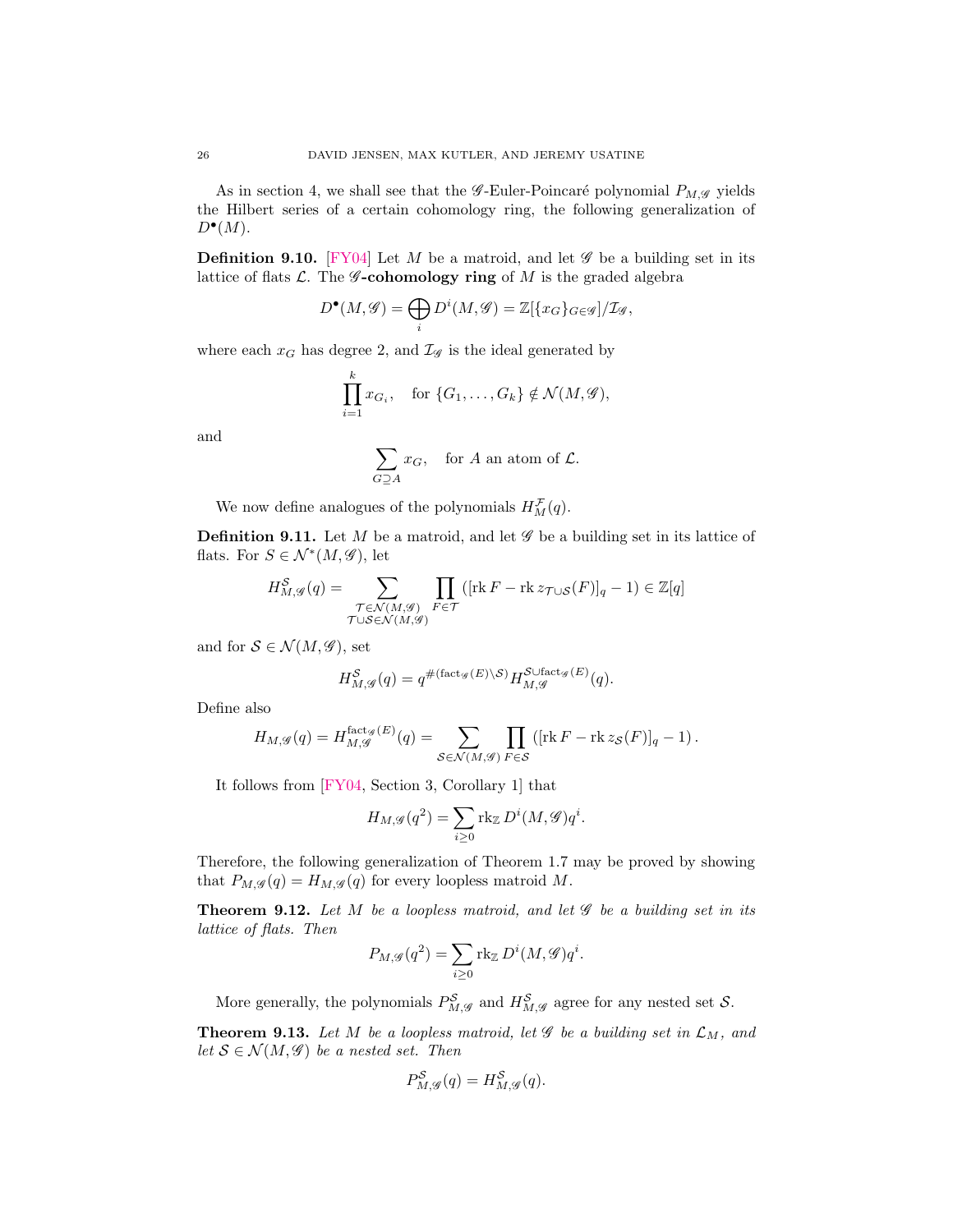As in section 4, we shall see that the $\mathscr{G}$-Euler-Poincaré polynomial $P_{M,\mathscr{G}}$ yields the Hilbert series of a certain cohomology ring, the following generalization of $D^\bullet(M)$.

**Definition 9.10.** [FY04] Let $M$ be a matroid, and let $\mathscr{G}$ be a building set in its lattice of flats $\mathcal{L}$. The **$\mathscr{G}$-cohomology ring** of $M$ is the graded algebra

$$D^\bullet(M,\mathscr{G}) = \bigoplus_i D^i(M,\mathscr{G}) = \mathbb{Z}[\{x_G\}_{G\in\mathscr{G}}]/\mathcal{I}_{\mathscr{G}},$$

where each $x_G$ has degree 2, and $\mathcal{I}_{\mathscr{G}}$ is the ideal generated by

$$\prod_{i=1}^k x_{G_i}, \quad \text{for } \{G_1,\ldots,G_k\} \notin \mathcal{N}(M,\mathscr{G}),$$

and

$$\sum_{G\supseteq A} x_G, \quad \text{for } A \text{ an atom of } \mathcal{L}.$$

We now define analogues of the polynomials $H_M^{\mathcal{F}}(q)$.

**Definition 9.11.** Let $M$ be a matroid, and let $\mathscr{G}$ be a building set in its lattice of flats. For $S \in \mathcal{N}^*(M,\mathscr{G})$, let

$$H_{M,\mathscr{G}}^{\mathcal{S}}(q) = \sum_{\substack{\mathcal{T}\in\mathcal{N}(M,\mathscr{G})\\ \mathcal{T}\cup\mathcal{S}\in\mathcal{N}(M,\mathscr{G})}} \prod_{F\in\mathcal{T}} \left([\operatorname{rk} F - \operatorname{rk} z_{\mathcal{T}\cup\mathcal{S}}(F)]_q - 1\right) \in \mathbb{Z}[q]$$

and for $\mathcal{S}\in\mathcal{N}(M,\mathscr{G})$, set

$$H_{M,\mathscr{G}}^{\mathcal{S}}(q) = q^{\#(\operatorname{fact}_{\mathscr{G}}(E)\setminus\mathcal{S})} H_{M,\mathscr{G}}^{\mathcal{S}\cup\operatorname{fact}_{\mathscr{G}}(E)}(q).$$

Define also

$$H_{M,\mathscr{G}}(q) = H_{M,\mathscr{G}}^{\operatorname{fact}_{\mathscr{G}}(E)}(q) = \sum_{\mathcal{S}\in\mathcal{N}(M,\mathscr{G})} \prod_{F\in\mathcal{S}} \left([\operatorname{rk} F - \operatorname{rk} z_{\mathcal{S}}(F)]_q - 1\right).$$

It follows from [FY04, Section 3, Corollary 1] that

$$H_{M,\mathscr{G}}(q^2) = \sum_{i\geq 0} \operatorname{rk}_{\mathbb{Z}} D^i(M,\mathscr{G}) q^i.$$

Therefore, the following generalization of Theorem 1.7 may be proved by showing that $P_{M,\mathscr{G}}(q) = H_{M,\mathscr{G}}(q)$ for every loopless matroid $M$.

**Theorem 9.12.** *Let $M$ be a loopless matroid, and let $\mathscr{G}$ be a building set in its lattice of flats. Then*

$$P_{M,\mathscr{G}}(q^2) = \sum_{i\geq 0} \operatorname{rk}_{\mathbb{Z}} D^i(M,\mathscr{G}) q^i.$$

More generally, the polynomials $P_{M,\mathscr{G}}^{\mathcal{S}}$ and $H_{M,\mathscr{G}}^{\mathcal{S}}$ agree for any nested set $\mathcal{S}$.

**Theorem 9.13.** *Let $M$ be a loopless matroid, let $\mathscr{G}$ be a building set in $\mathcal{L}_M$, and let $\mathcal{S}\in\mathcal{N}(M,\mathscr{G})$ be a nested set. Then*

$$P_{M,\mathscr{G}}^{\mathcal{S}}(q) = H_{M,\mathscr{G}}^{\mathcal{S}}(q).$$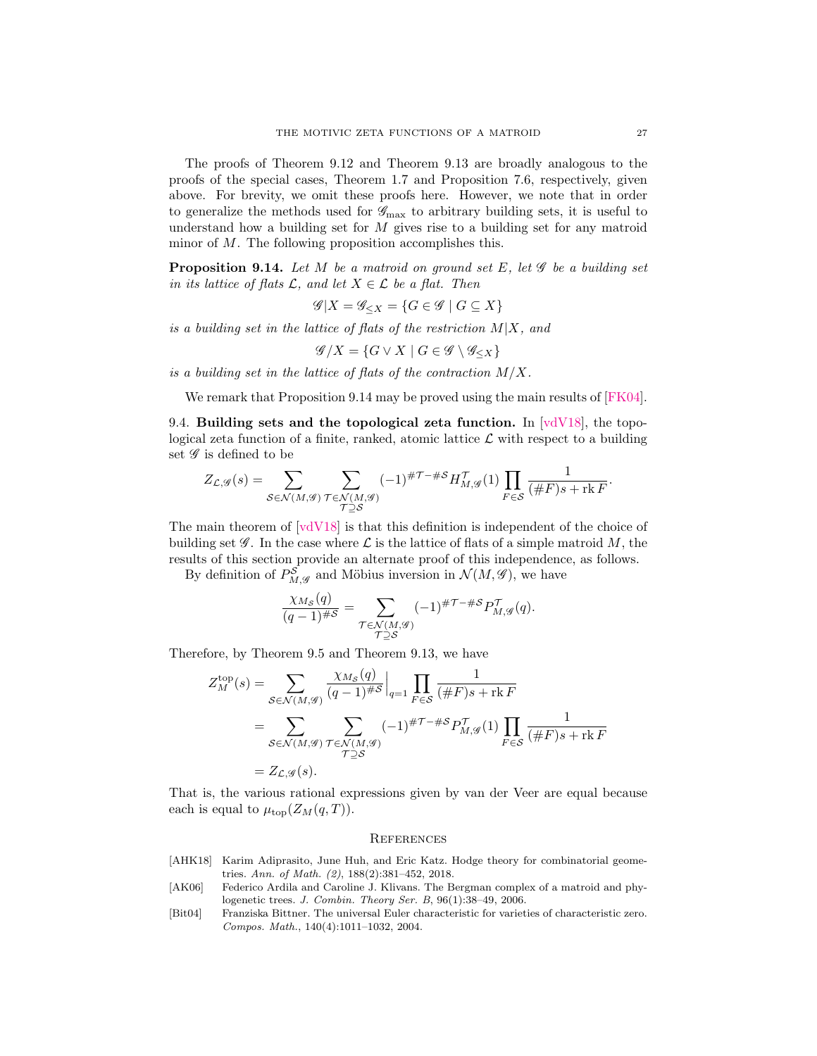The proofs of Theorem 9.12 and Theorem 9.13 are broadly analogous to the proofs of the special cases, Theorem 1.7 and Proposition 7.6, respectively, given above. For brevity, we omit these proofs here. However, we note that in order to generalize the methods used for $\mathscr{G}_{\max}$ to arbitrary building sets, it is useful to understand how a building set for $M$ gives rise to a building set for any matroid minor of $M$. The following proposition accomplishes this.

**Proposition 9.14.** *Let $M$ be a matroid on ground set $E$, let $\mathscr{G}$ be a building set in its lattice of flats $\mathcal{L}$, and let $X \in \mathcal{L}$ be a flat. Then*

$$\mathscr{G}|X = \mathscr{G}_{\leq X} = \{G \in \mathscr{G} \mid G \subseteq X\}$$

*is a building set in the lattice of flats of the restriction $M|X$, and*

$$\mathscr{G}/X = \{G \vee X \mid G \in \mathscr{G} \setminus \mathscr{G}_{\leq X}\}$$

*is a building set in the lattice of flats of the contraction $M/X$.*

We remark that Proposition 9.14 may be proved using the main results of [FK04].

9.4. **Building sets and the topological zeta function.** In [vdV18], the topological zeta function of a finite, ranked, atomic lattice $\mathcal{L}$ with respect to a building set $\mathscr{G}$ is defined to be

$$Z_{\mathcal{L},\mathscr{G}}(s) = \sum_{\mathcal{S} \in \mathcal{N}(M,\mathscr{G})} \sum_{\substack{\mathcal{T} \in \mathcal{N}(M,\mathscr{G}) \\ \mathcal{T} \supseteq \mathcal{S}}} (-1)^{\#\mathcal{T} - \#\mathcal{S}} H^{\mathcal{T}}_{M,\mathscr{G}}(1) \prod_{F \in \mathcal{S}} \frac{1}{(\#F)s + \operatorname{rk} F}.$$

The main theorem of [vdV18] is that this definition is independent of the choice of building set $\mathscr{G}$. In the case where $\mathcal{L}$ is the lattice of flats of a simple matroid $M$, the results of this section provide an alternate proof of this independence, as follows.

By definition of $P^{\mathcal{S}}_{M,\mathscr{G}}$ and Möbius inversion in $\mathcal{N}(M,\mathscr{G})$, we have

$$\frac{\chi_{M_{\mathcal{S}}}(q)}{(q-1)^{\#\mathcal{S}}} = \sum_{\substack{\mathcal{T} \in \mathcal{N}(M,\mathscr{G}) \\ \mathcal{T} \supseteq \mathcal{S}}} (-1)^{\#\mathcal{T} - \#\mathcal{S}} P^{\mathcal{T}}_{M,\mathscr{G}}(q).$$

Therefore, by Theorem 9.5 and Theorem 9.13, we have

$$\begin{aligned}
Z^{\mathrm{top}}_M(s) &= \sum_{\mathcal{S} \in \mathcal{N}(M,\mathscr{G})} \frac{\chi_{M_{\mathcal{S}}}(q)}{(q-1)^{\#\mathcal{S}}}\Big|_{q=1} \prod_{F \in \mathcal{S}} \frac{1}{(\#F)s + \operatorname{rk} F} \\
&= \sum_{\mathcal{S} \in \mathcal{N}(M,\mathscr{G})} \sum_{\substack{\mathcal{T} \in \mathcal{N}(M,\mathscr{G}) \\ \mathcal{T} \supseteq \mathcal{S}}} (-1)^{\#\mathcal{T} - \#\mathcal{S}} P^{\mathcal{T}}_{M,\mathscr{G}}(1) \prod_{F \in \mathcal{S}} \frac{1}{(\#F)s + \operatorname{rk} F} \\
&= Z_{\mathcal{L},\mathscr{G}}(s).
\end{aligned}$$

That is, the various rational expressions given by van der Veer are equal because each is equal to $\mu_{\mathrm{top}}(Z_M(q,T))$.

## References

[AHK18] Karim Adiprasito, June Huh, and Eric Katz. Hodge theory for combinatorial geometries. *Ann. of Math. (2)*, 188(2):381–452, 2018.

[AK06] Federico Ardila and Caroline J. Klivans. The Bergman complex of a matroid and phylogenetic trees. *J. Combin. Theory Ser. B*, 96(1):38–49, 2006.

[Bit04] Franziska Bittner. The universal Euler characteristic for varieties of characteristic zero. *Compos. Math.*, 140(4):1011–1032, 2004.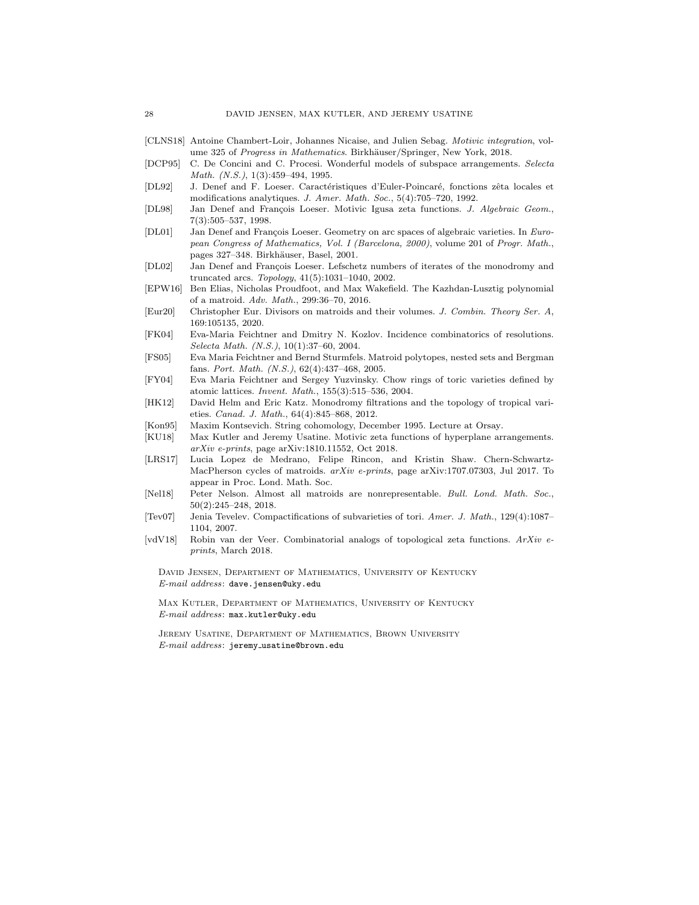- [CLNS18] Antoine Chambert-Loir, Johannes Nicaise, and Julien Sebag. *Motivic integration*, volume 325 of *Progress in Mathematics*. Birkhäuser/Springer, New York, 2018.
- [DCP95] C. De Concini and C. Procesi. Wonderful models of subspace arrangements. *Selecta Math. (N.S.)*, 1(3):459–494, 1995.
- [DL92] J. Denef and F. Loeser. Caractéristiques d'Euler-Poincaré, fonctions zêta locales et modifications analytiques. *J. Amer. Math. Soc.*, 5(4):705–720, 1992.
- [DL98] Jan Denef and François Loeser. Motivic Igusa zeta functions. *J. Algebraic Geom.*, 7(3):505–537, 1998.
- [DL01] Jan Denef and François Loeser. Geometry on arc spaces of algebraic varieties. In *European Congress of Mathematics, Vol. I (Barcelona, 2000)*, volume 201 of *Progr. Math.*, pages 327–348. Birkhäuser, Basel, 2001.
- [DL02] Jan Denef and François Loeser. Lefschetz numbers of iterates of the monodromy and truncated arcs. *Topology*, 41(5):1031–1040, 2002.
- [EPW16] Ben Elias, Nicholas Proudfoot, and Max Wakefield. The Kazhdan-Lusztig polynomial of a matroid. *Adv. Math.*, 299:36–70, 2016.
- [Eur20] Christopher Eur. Divisors on matroids and their volumes. *J. Combin. Theory Ser. A*, 169:105135, 2020.
- [FK04] Eva-Maria Feichtner and Dmitry N. Kozlov. Incidence combinatorics of resolutions. *Selecta Math. (N.S.)*, 10(1):37–60, 2004.
- [FS05] Eva Maria Feichtner and Bernd Sturmfels. Matroid polytopes, nested sets and Bergman fans. *Port. Math. (N.S.)*, 62(4):437–468, 2005.
- [FY04] Eva Maria Feichtner and Sergey Yuzvinsky. Chow rings of toric varieties defined by atomic lattices. *Invent. Math.*, 155(3):515–536, 2004.
- [HK12] David Helm and Eric Katz. Monodromy filtrations and the topology of tropical varieties. *Canad. J. Math.*, 64(4):845–868, 2012.
- [Kon95] Maxim Kontsevich. String cohomology, December 1995. Lecture at Orsay.
- [KU18] Max Kutler and Jeremy Usatine. Motivic zeta functions of hyperplane arrangements. *arXiv e-prints*, page arXiv:1810.11552, Oct 2018.
- [LRS17] Lucia Lopez de Medrano, Felipe Rincon, and Kristin Shaw. Chern-Schwartz-MacPherson cycles of matroids. *arXiv e-prints*, page arXiv:1707.07303, Jul 2017. To appear in Proc. Lond. Math. Soc.
- [Nel18] Peter Nelson. Almost all matroids are nonrepresentable. *Bull. Lond. Math. Soc.*, 50(2):245–248, 2018.
- [Tev07] Jenia Tevelev. Compactifications of subvarieties of tori. *Amer. J. Math.*, 129(4):1087–1104, 2007.
- [vdV18] Robin van der Veer. Combinatorial analogs of topological zeta functions. *ArXiv e-prints*, March 2018.

David Jensen, Department of Mathematics, University of Kentucky
*E-mail address*: dave.jensen@uky.edu

Max Kutler, Department of Mathematics, University of Kentucky
*E-mail address*: max.kutler@uky.edu

Jeremy Usatine, Department of Mathematics, Brown University
*E-mail address*: jeremy_usatine@brown.edu